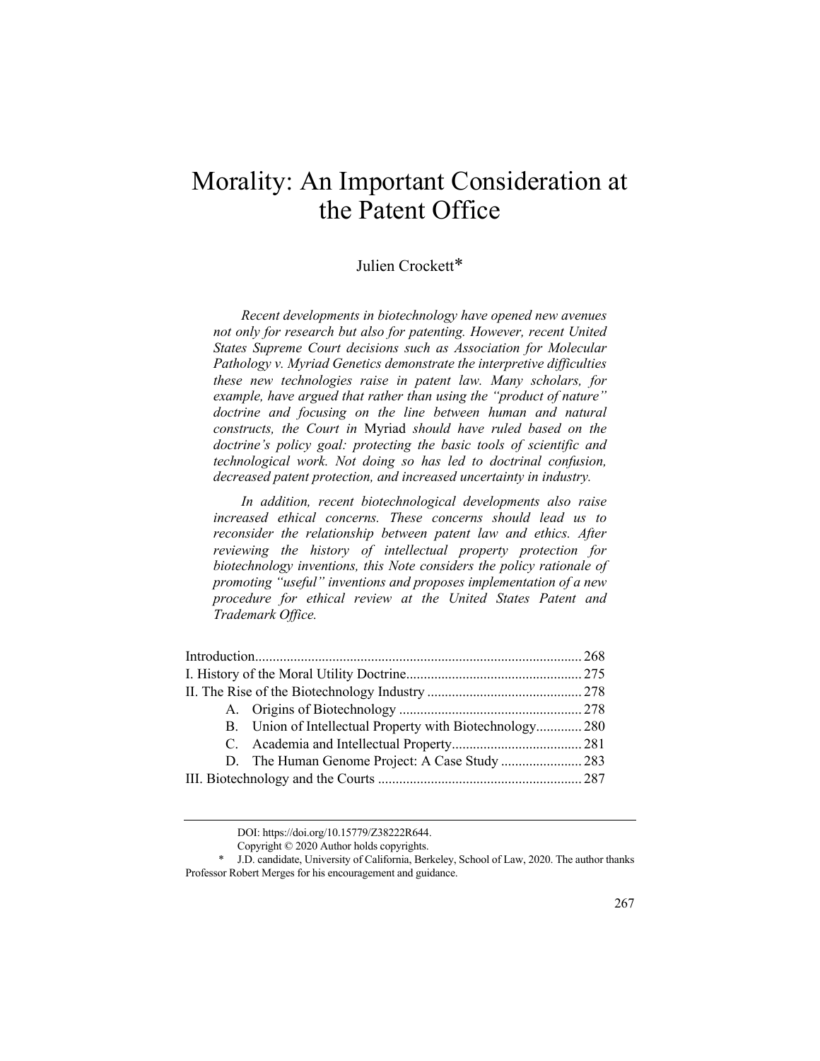# Morality: An Important Consideration at the Patent Office

Julien Crockett*

*Recent developments in biotechnology have opened new avenues not only for research but also for patenting. However, recent United States Supreme Court decisions such as Association for Molecular Pathology v. Myriad Genetics demonstrate the interpretive difficulties these new technologies raise in patent law. Many scholars, for example, have argued that rather than using the "product of nature" doctrine and focusing on the line between human and natural constructs, the Court in* Myriad *should have ruled based on the doctrine's policy goal: protecting the basic tools of scientific and technological work. Not doing so has led to doctrinal confusion, decreased patent protection, and increased uncertainty in industry.*

*In addition, recent biotechnological developments also raise increased ethical concerns. These concerns should lead us to reconsider the relationship between patent law and ethics. After reviewing the history of intellectual property protection for biotechnology inventions, this Note considers the policy rationale of promoting "useful" inventions and proposes implementation of a new procedure for ethical review at the United States Patent and Trademark Office.*

| | |
|---|---|
| Introduction | 268 |
| I. History of the Moral Utility Doctrine | 275 |
| II. The Rise of the Biotechnology Industry | 278 |
| A. Origins of Biotechnology | 278 |
| B. Union of Intellectual Property with Biotechnology | 280 |
| C. Academia and Intellectual Property | 281 |
| D. The Human Genome Project: A Case Study | 283 |
| III. Biotechnology and the Courts | 287 |

DOI: https://doi.org/10.15779/Z38222R644.

Copyright © 2020 Author holds copyrights.

\* J.D. candidate, University of California, Berkeley, School of Law, 2020. The author thanks Professor Robert Merges for his encouragement and guidance.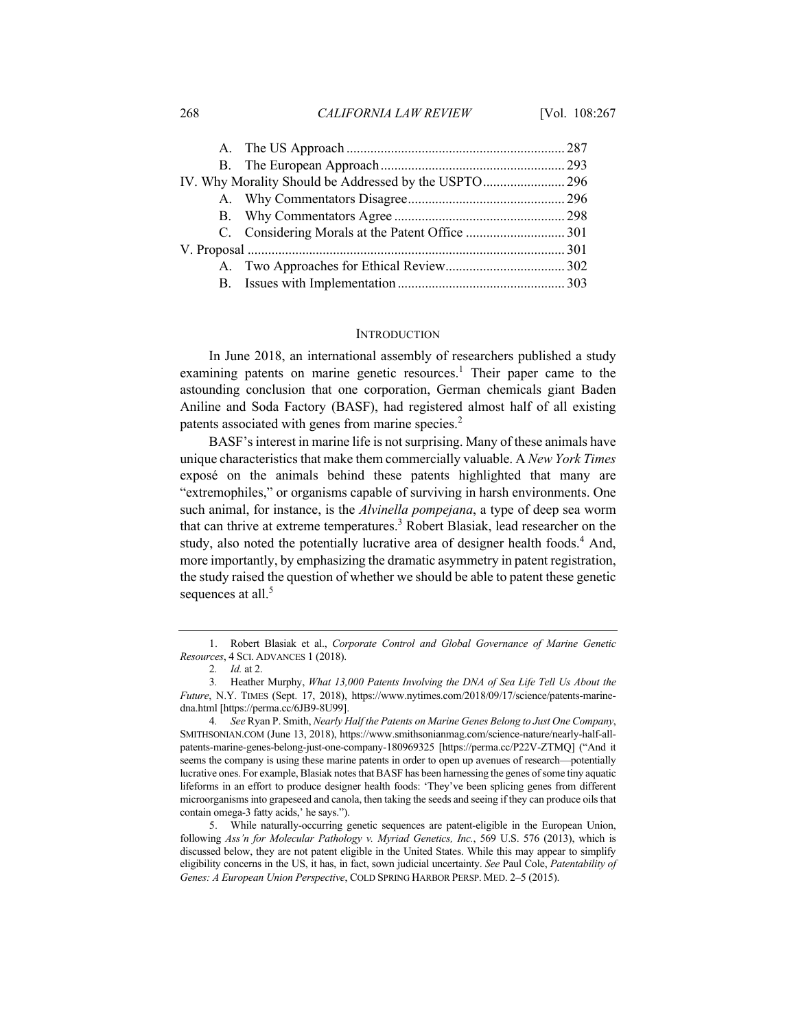A. The US Approach ............................................................... 287

B. The European Approach ..................................................... 293

IV. Why Morality Should be Addressed by the USPTO ........................ 296

A. Why Commentators Disagree ............................................. 296

B. Why Commentators Agree ................................................. 298

C. Considering Morals at the Patent Office ............................ 301

V. Proposal ............................................................................ 301

A. Two Approaches for Ethical Review .................................. 302

B. Issues with Implementation ................................................ 303

## INTRODUCTION

In June 2018, an international assembly of researchers published a study examining patents on marine genetic resources.[1] Their paper came to the astounding conclusion that one corporation, German chemicals giant Baden Aniline and Soda Factory (BASF), had registered almost half of all existing patents associated with genes from marine species.[2]

BASF's interest in marine life is not surprising. Many of these animals have unique characteristics that make them commercially valuable. A *New York Times* exposé on the animals behind these patents highlighted that many are "extremophiles," or organisms capable of surviving in harsh environments. One such animal, for instance, is the *Alvinella pompejana*, a type of deep sea worm that can thrive at extreme temperatures.[3] Robert Blasiak, lead researcher on the study, also noted the potentially lucrative area of designer health foods.[4] And, more importantly, by emphasizing the dramatic asymmetry in patent registration, the study raised the question of whether we should be able to patent these genetic sequences at all.[5]

---

1. Robert Blasiak et al., *Corporate Control and Global Governance of Marine Genetic Resources*, 4 SCI. ADVANCES 1 (2018).

2. *Id.* at 2.

3. Heather Murphy, *What 13,000 Patents Involving the DNA of Sea Life Tell Us About the Future*, N.Y. TIMES (Sept. 17, 2018), https://www.nytimes.com/2018/09/17/science/patents-marine-dna.html [https://perma.cc/6JB9-8U99].

4. *See* Ryan P. Smith, *Nearly Half the Patents on Marine Genes Belong to Just One Company*, SMITHSONIANMAG.COM (June 13, 2018), https://www.smithsonianmag.com/science-nature/nearly-half-all-patents-marine-genes-belong-just-one-company-180969325 [https://perma.cc/P22V-ZTMQ] ("And it seems the company is using these marine patents in order to open up avenues of research—potentially lucrative ones. For example, Blasiak notes that BASF has been harnessing the genes of some tiny aquatic lifeforms in an effort to produce designer health foods: 'They've been splicing genes from different microorganisms into grapeseed and canola, then taking the seeds and seeing if they can produce oils that contain omega-3 fatty acids,' he says.").

5. While naturally-occurring genetic sequences are patent-eligible in the European Union, following *Ass'n for Molecular Pathology v. Myriad Genetics, Inc.*, 569 U.S. 576 (2013), which is discussed below, they are not patent eligible in the United States. While this may appear to simplify eligibility concerns in the US, it has, in fact, sown judicial uncertainty. *See* Paul Cole, *Patentability of Genes: A European Union Perspective*, COLD SPRING HARBOR PERSP. MED. 2–5 (2015).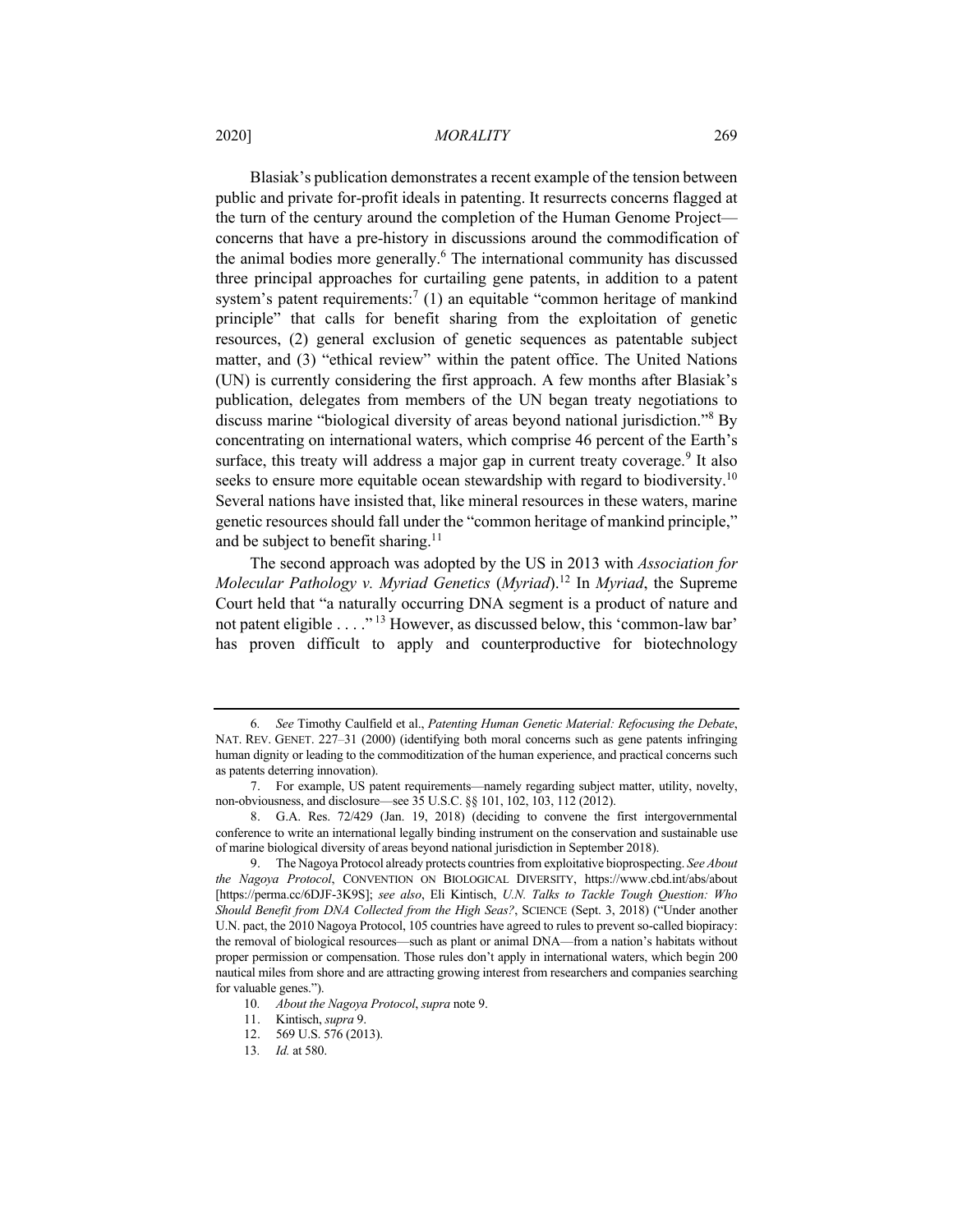Blasiak's publication demonstrates a recent example of the tension between public and private for-profit ideals in patenting. It resurrects concerns flagged at the turn of the century around the completion of the Human Genome Project—concerns that have a pre-history in discussions around the commodification of the animal bodies more generally.[6] The international community has discussed three principal approaches for curtailing gene patents, in addition to a patent system's patent requirements:[7] (1) an equitable "common heritage of mankind principle" that calls for benefit sharing from the exploitation of genetic resources, (2) general exclusion of genetic sequences as patentable subject matter, and (3) "ethical review" within the patent office. The United Nations (UN) is currently considering the first approach. A few months after Blasiak's publication, delegates from members of the UN began treaty negotiations to discuss marine "biological diversity of areas beyond national jurisdiction."[8] By concentrating on international waters, which comprise 46 percent of the Earth's surface, this treaty will address a major gap in current treaty coverage.[9] It also seeks to ensure more equitable ocean stewardship with regard to biodiversity.[10] Several nations have insisted that, like mineral resources in these waters, marine genetic resources should fall under the "common heritage of mankind principle," and be subject to benefit sharing.[11]

The second approach was adopted by the US in 2013 with *Association for Molecular Pathology v. Myriad Genetics* (*Myriad*).[12] In *Myriad*, the Supreme Court held that "a naturally occurring DNA segment is a product of nature and not patent eligible . . . ."[13] However, as discussed below, this 'common-law bar' has proven difficult to apply and counterproductive for biotechnology

---

6. *See* Timothy Caulfield et al., *Patenting Human Genetic Material: Refocusing the Debate*, NAT. REV. GENET. 227–31 (2000) (identifying both moral concerns such as gene patents infringing human dignity or leading to the commoditization of the human experience, and practical concerns such as patents deterring innovation).

7. For example, US patent requirements—namely regarding subject matter, utility, novelty, non-obviousness, and disclosure—see 35 U.S.C. §§ 101, 102, 103, 112 (2012).

8. G.A. Res. 72/429 (Jan. 19, 2018) (deciding to convene the first intergovernmental conference to write an international legally binding instrument on the conservation and sustainable use of marine biological diversity of areas beyond national jurisdiction in September 2018).

9. The Nagoya Protocol already protects countries from exploitative bioprospecting. *See About the Nagoya Protocol*, CONVENTION ON BIOLOGICAL DIVERSITY, https://www.cbd.int/abs/about [https://perma.cc/6DJF-3K9S]; *see also*, Eli Kintisch, *U.N. Talks to Tackle Tough Question: Who Should Benefit from DNA Collected from the High Seas?*, SCIENCE (Sept. 3, 2018) ("Under another U.N. pact, the 2010 Nagoya Protocol, 105 countries have agreed to rules to prevent so-called biopiracy: the removal of biological resources—such as plant or animal DNA—from a nation's habitats without proper permission or compensation. Those rules don't apply in international waters, which begin 200 nautical miles from shore and are attracting growing interest from researchers and companies searching for valuable genes.").

10. *About the Nagoya Protocol*, *supra* note 9.

11. Kintisch, *supra* 9.

12. 569 U.S. 576 (2013).

13. *Id.* at 580.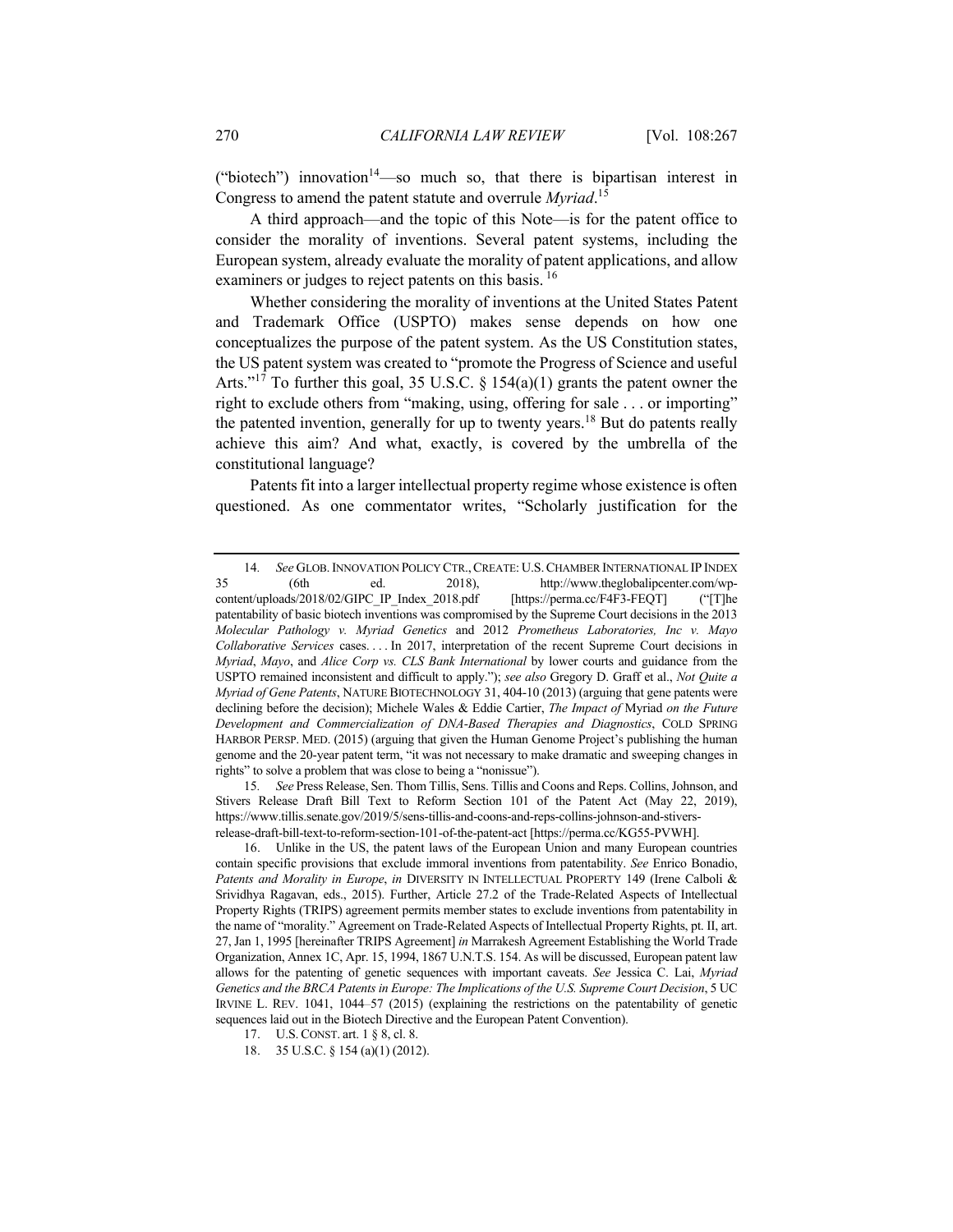("biotech") innovation[14]—so much so, that there is bipartisan interest in Congress to amend the patent statute and overrule *Myriad*.[15]

A third approach—and the topic of this Note—is for the patent office to consider the morality of inventions. Several patent systems, including the European system, already evaluate the morality of patent applications, and allow examiners or judges to reject patents on this basis. [16]

Whether considering the morality of inventions at the United States Patent and Trademark Office (USPTO) makes sense depends on how one conceptualizes the purpose of the patent system. As the US Constitution states, the US patent system was created to "promote the Progress of Science and useful Arts."[17] To further this goal, 35 U.S.C. § 154(a)(1) grants the patent owner the right to exclude others from "making, using, offering for sale . . . or importing" the patented invention, generally for up to twenty years.[18] But do patents really achieve this aim? And what, exactly, is covered by the umbrella of the constitutional language?

Patents fit into a larger intellectual property regime whose existence is often questioned. As one commentator writes, "Scholarly justification for the

---

14. *See* GLOB. INNOVATION POLICY CTR., CREATE: U.S. CHAMBER INTERNATIONAL IP INDEX 35 (6th ed. 2018), http://www.theglobalipcenter.com/wp-content/uploads/2018/02/GIPC_IP_Index_2018.pdf [https://perma.cc/F4F3-FEQT] ("[T]he patentability of basic biotech inventions was compromised by the Supreme Court decisions in the 2013 *Molecular Pathology v. Myriad Genetics* and 2012 *Prometheus Laboratories, Inc v. Mayo Collaborative Services* cases. . . . In 2017, interpretation of the recent Supreme Court decisions in *Myriad*, *Mayo*, and *Alice Corp vs. CLS Bank International* by lower courts and guidance from the USPTO remained inconsistent and difficult to apply."); *see also* Gregory D. Graff et al., *Not Quite a Myriad of Gene Patents*, NATURE BIOTECHNOLOGY 31, 404-10 (2013) (arguing that gene patents were declining before the decision); Michele Wales & Eddie Cartier, *The Impact of* Myriad *on the Future Development and Commercialization of DNA-Based Therapies and Diagnostics*, COLD SPRING HARBOR PERSP. MED. (2015) (arguing that given the Human Genome Project's publishing the human genome and the 20-year patent term, "it was not necessary to make dramatic and sweeping changes in rights" to solve a problem that was close to being a "nonissue").

15. *See* Press Release, Sen. Thom Tillis, Sens. Tillis and Coons and Reps. Collins, Johnson, and Stivers Release Draft Bill Text to Reform Section 101 of the Patent Act (May 22, 2019), https://www.tillis.senate.gov/2019/5/sens-tillis-and-coons-and-reps-collins-johnson-and-stivers-release-draft-bill-text-to-reform-section-101-of-the-patent-act [https://perma.cc/KG55-PVWH].

16. Unlike in the US, the patent laws of the European Union and many European countries contain specific provisions that exclude immoral inventions from patentability. *See* Enrico Bonadio, *Patents and Morality in Europe*, *in* DIVERSITY IN INTELLECTUAL PROPERTY 149 (Irene Calboli & Srividhya Ragavan, eds., 2015). Further, Article 27.2 of the Trade-Related Aspects of Intellectual Property Rights (TRIPS) agreement permits member states to exclude inventions from patentability in the name of "morality." Agreement on Trade-Related Aspects of Intellectual Property Rights, pt. II, art. 27, Jan 1, 1995 [hereinafter TRIPS Agreement] *in* Marrakesh Agreement Establishing the World Trade Organization, Annex 1C, Apr. 15, 1994, 1867 U.N.T.S. 154. As will be discussed, European patent law allows for the patenting of genetic sequences with important caveats. *See* Jessica C. Lai, *Myriad Genetics and the BRCA Patents in Europe: The Implications of the U.S. Supreme Court Decision*, 5 UC IRVINE L. REV. 1041, 1044–57 (2015) (explaining the restrictions on the patentability of genetic sequences laid out in the Biotech Directive and the European Patent Convention).

17. U.S. CONST. art. 1 § 8, cl. 8.

18. 35 U.S.C. § 154 (a)(1) (2012).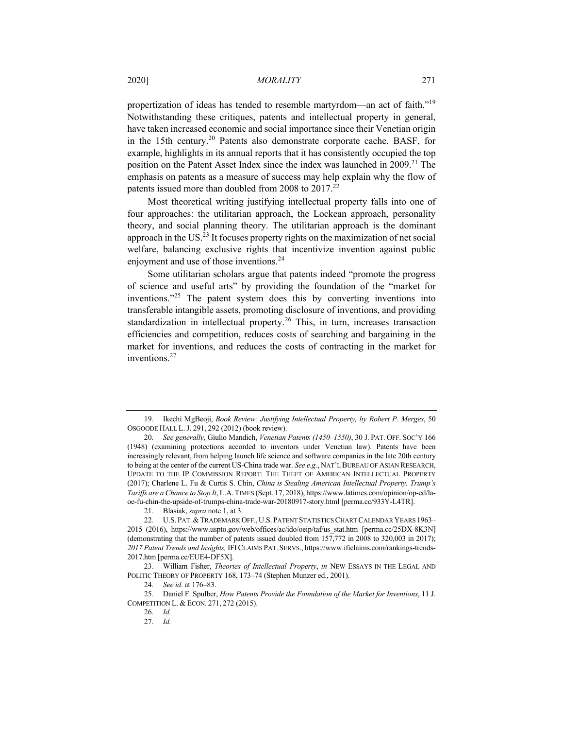propertization of ideas has tended to resemble martyrdom—an act of faith."[19] Notwithstanding these critiques, patents and intellectual property in general, have taken increased economic and social importance since their Venetian origin in the 15th century.[20] Patents also demonstrate corporate cache. BASF, for example, highlights in its annual reports that it has consistently occupied the top position on the Patent Asset Index since the index was launched in 2009.[21] The emphasis on patents as a measure of success may help explain why the flow of patents issued more than doubled from 2008 to 2017.[22]

Most theoretical writing justifying intellectual property falls into one of four approaches: the utilitarian approach, the Lockean approach, personality theory, and social planning theory. The utilitarian approach is the dominant approach in the US.[23] It focuses property rights on the maximization of net social welfare, balancing exclusive rights that incentivize invention against public enjoyment and use of those inventions.[24]

Some utilitarian scholars argue that patents indeed "promote the progress of science and useful arts" by providing the foundation of the "market for inventions."[25] The patent system does this by converting inventions into transferable intangible assets, promoting disclosure of inventions, and providing standardization in intellectual property.[26] This, in turn, increases transaction efficiencies and competition, reduces costs of searching and bargaining in the market for inventions, and reduces the costs of contracting in the market for inventions.[27]

---

19. Ikechi MgBeoji, *Book Review: Justifying Intellectual Property, by Robert P. Merges*, 50 OSGOODE HALL L. J. 291, 292 (2012) (book review).

20. *See generally*, Giulio Mandich, *Venetian Patents (1450–1550)*, 30 J. PAT. OFF. SOC'Y 166 (1948) (examining protections accorded to inventors under Venetian law). Patents have been increasingly relevant, from helping launch life science and software companies in the late 20th century to being at the center of the current US-China trade war. *See e.g.*, NAT'L BUREAU OF ASIAN RESEARCH, UPDATE TO THE IP COMMISSION REPORT: THE THEFT OF AMERICAN INTELLECTUAL PROPERTY (2017); Charlene L. Fu & Curtis S. Chin, *China is Stealing American Intellectual Property. Trump's Tariffs are a Chance to Stop It*, L.A. TIMES (Sept. 17, 2018), https://www.latimes.com/opinion/op-ed/la-oe-fu-chin-the-upside-of-trumps-china-trade-war-20180917-story.html [perma.cc/933Y-L4TR].

21. Blasiak, *supra* note 1, at 3.

22. U.S. PAT. & TRADEMARK OFF., U.S. PATENT STATISTICS CHART CALENDAR YEARS 1963–2015 (2016), https://www.uspto.gov/web/offices/ac/ido/oeip/taf/us_stat.htm [perma.cc/25DX-8K3N] (demonstrating that the number of patents issued doubled from 157,772 in 2008 to 320,003 in 2017); *2017 Patent Trends and Insights,* IFI CLAIMS PAT. SERVS., https://www.ificlaims.com/rankings-trends-2017.htm [perma.cc/EUE4-DF5X].

23. William Fisher, *Theories of Intellectual Property*, *in* NEW ESSAYS IN THE LEGAL AND POLITIC THEORY OF PROPERTY 168, 173–74 (Stephen Munzer ed., 2001).

24. *See id.* at 176–83.

25. Daniel F. Spulber, *How Patents Provide the Foundation of the Market for Inventions*, 11 J. COMPETITION L. & ECON. 271, 272 (2015).

26. *Id.*

27. *Id.*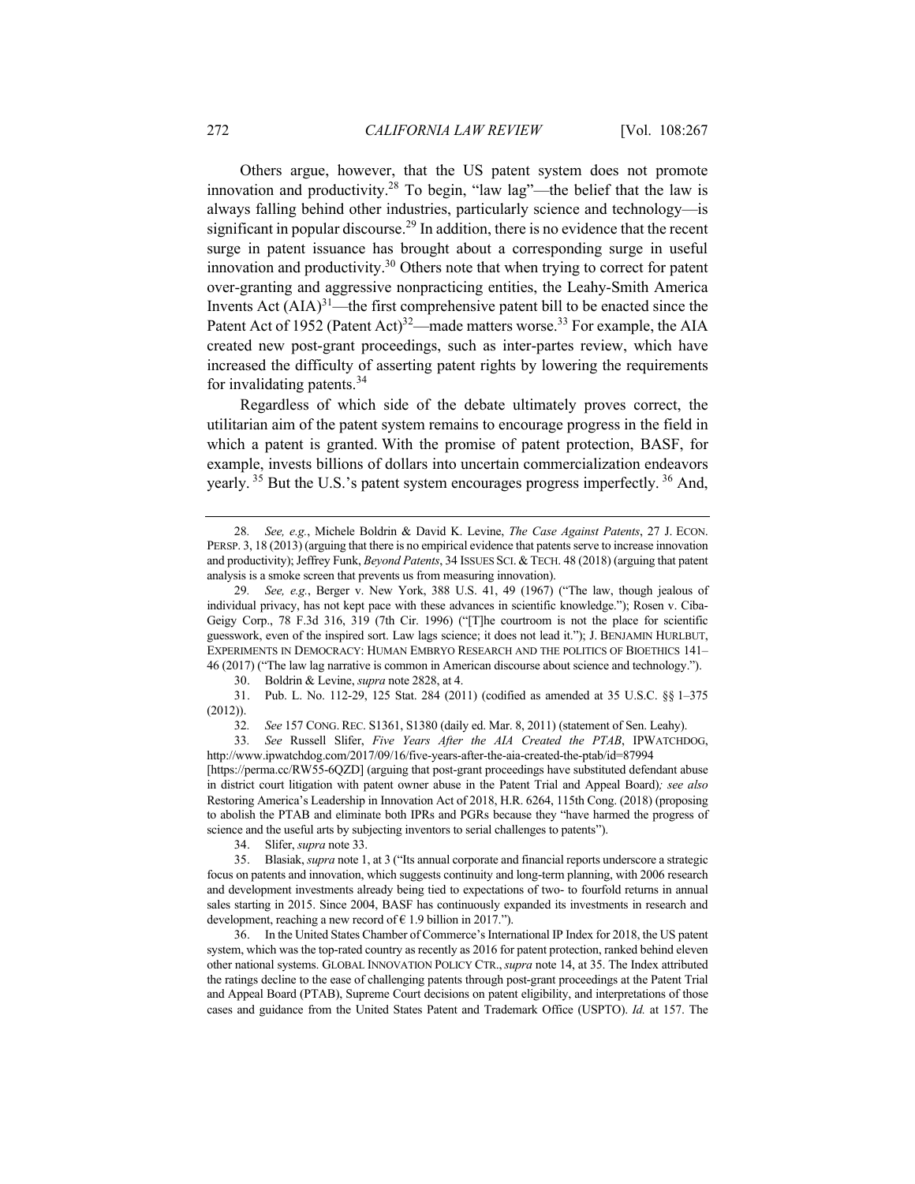Others argue, however, that the US patent system does not promote innovation and productivity.[28] To begin, "law lag"—the belief that the law is always falling behind other industries, particularly science and technology—is significant in popular discourse.[29] In addition, there is no evidence that the recent surge in patent issuance has brought about a corresponding surge in useful innovation and productivity.[30] Others note that when trying to correct for patent over-granting and aggressive nonpracticing entities, the Leahy-Smith America Invents Act (AIA)[31]—the first comprehensive patent bill to be enacted since the Patent Act of 1952 (Patent Act)[32]—made matters worse.[33] For example, the AIA created new post-grant proceedings, such as inter-partes review, which have increased the difficulty of asserting patent rights by lowering the requirements for invalidating patents.[34]

Regardless of which side of the debate ultimately proves correct, the utilitarian aim of the patent system remains to encourage progress in the field in which a patent is granted. With the promise of patent protection, BASF, for example, invests billions of dollars into uncertain commercialization endeavors yearly.[35] But the U.S.'s patent system encourages progress imperfectly.[36] And,

---

28. *See, e.g.*, Michele Boldrin & David K. Levine, *The Case Against Patents*, 27 J. ECON. PERSP. 3, 18 (2013) (arguing that there is no empirical evidence that patents serve to increase innovation and productivity); Jeffrey Funk, *Beyond Patents*, 34 ISSUES SCI. & TECH. 48 (2018) (arguing that patent analysis is a smoke screen that prevents us from measuring innovation).

29. *See, e.g.*, Berger v. New York, 388 U.S. 41, 49 (1967) ("The law, though jealous of individual privacy, has not kept pace with these advances in scientific knowledge."); Rosen v. Ciba-Geigy Corp., 78 F.3d 316, 319 (7th Cir. 1996) ("[T]he courtroom is not the place for scientific guesswork, even of the inspired sort. Law lags science; it does not lead it."); J. BENJAMIN HURLBUT, EXPERIMENTS IN DEMOCRACY: HUMAN EMBRYO RESEARCH AND THE POLITICS OF BIOETHICS 141–46 (2017) ("The law lag narrative is common in American discourse about science and technology.").

30. Boldrin & Levine, *supra* note 2828, at 4.

31. Pub. L. No. 112-29, 125 Stat. 284 (2011) (codified as amended at 35 U.S.C. §§ 1–375 (2012)).

32. *See* 157 CONG. REC. S1361, S1380 (daily ed. Mar. 8, 2011) (statement of Sen. Leahy).

33. *See* Russell Slifer, *Five Years After the AIA Created the PTAB*, IPWATCHDOG, http://www.ipwatchdog.com/2017/09/16/five-years-after-the-aia-created-the-ptab/id=87994 [https://perma.cc/RW55-6QZD] (arguing that post-grant proceedings have substituted defendant abuse in district court litigation with patent owner abuse in the Patent Trial and Appeal Board)*; see also* Restoring America's Leadership in Innovation Act of 2018, H.R. 6264, 115th Cong. (2018) (proposing to abolish the PTAB and eliminate both IPRs and PGRs because they "have harmed the progress of science and the useful arts by subjecting inventors to serial challenges to patents").

34. Slifer, *supra* note 33.

35. Blasiak, *supra* note 1, at 3 ("Its annual corporate and financial reports underscore a strategic focus on patents and innovation, which suggests continuity and long-term planning, with 2006 research and development investments already being tied to expectations of two- to fourfold returns in annual sales starting in 2015. Since 2004, BASF has continuously expanded its investments in research and development, reaching a new record of € 1.9 billion in 2017.").

36. In the United States Chamber of Commerce's International IP Index for 2018, the US patent system, which was the top-rated country as recently as 2016 for patent protection, ranked behind eleven other national systems. GLOBAL INNOVATION POLICY CTR., *supra* note 14, at 35. The Index attributed the ratings decline to the ease of challenging patents through post-grant proceedings at the Patent Trial and Appeal Board (PTAB), Supreme Court decisions on patent eligibility, and interpretations of those cases and guidance from the United States Patent and Trademark Office (USPTO). *Id.* at 157. The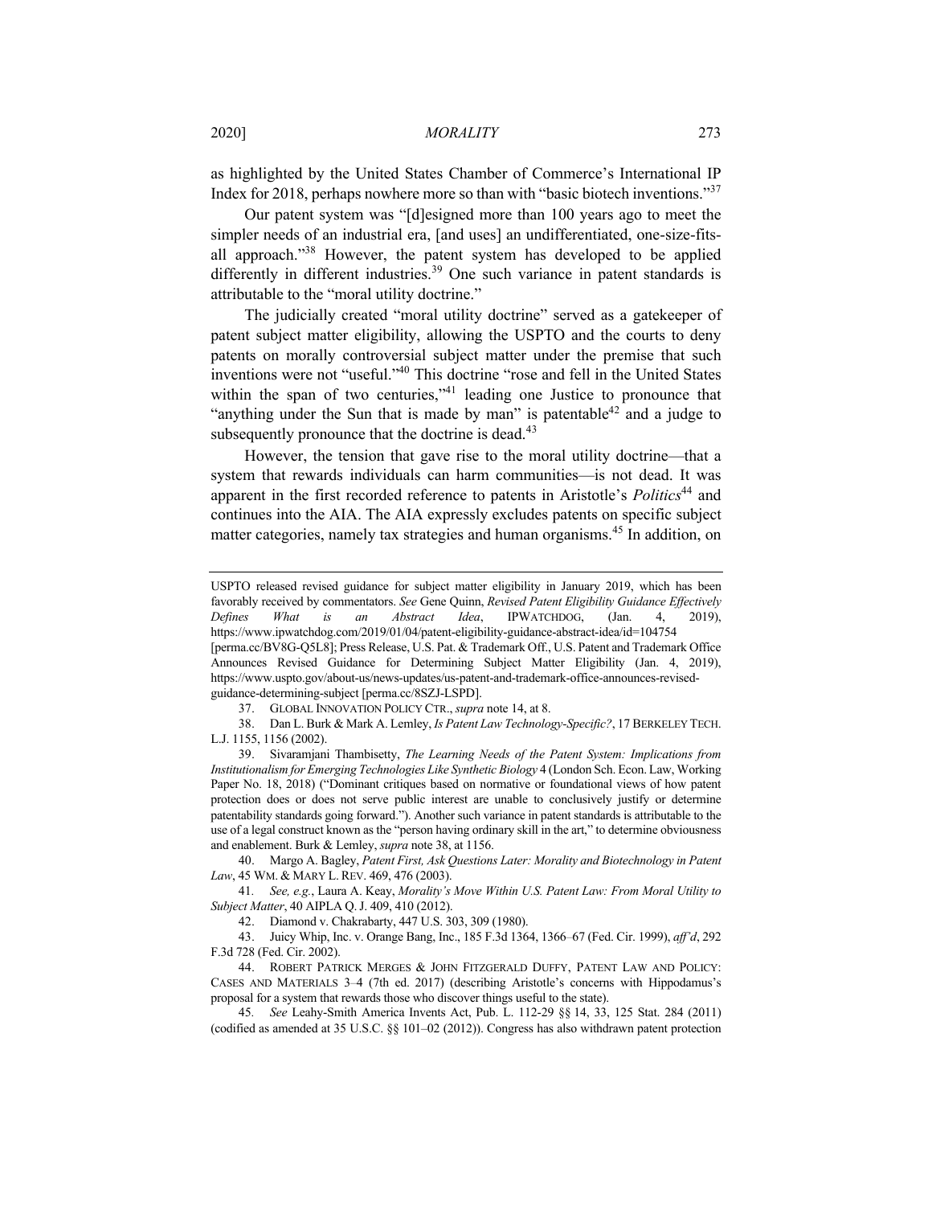as highlighted by the United States Chamber of Commerce's International IP Index for 2018, perhaps nowhere more so than with "basic biotech inventions."[37]

Our patent system was "[d]esigned more than 100 years ago to meet the simpler needs of an industrial era, [and uses] an undifferentiated, one-size-fits-all approach."[38] However, the patent system has developed to be applied differently in different industries.[39] One such variance in patent standards is attributable to the "moral utility doctrine."

The judicially created "moral utility doctrine" served as a gatekeeper of patent subject matter eligibility, allowing the USPTO and the courts to deny patents on morally controversial subject matter under the premise that such inventions were not "useful."[40] This doctrine "rose and fell in the United States within the span of two centuries,"[41] leading one Justice to pronounce that "anything under the Sun that is made by man" is patentable[42] and a judge to subsequently pronounce that the doctrine is dead.[43]

However, the tension that gave rise to the moral utility doctrine—that a system that rewards individuals can harm communities—is not dead. It was apparent in the first recorded reference to patents in Aristotle's *Politics*[44] and continues into the AIA. The AIA expressly excludes patents on specific subject matter categories, namely tax strategies and human organisms.[45] In addition, on

---

USPTO released revised guidance for subject matter eligibility in January 2019, which has been favorably received by commentators. *See* Gene Quinn, *Revised Patent Eligibility Guidance Effectively Defines What is an Abstract Idea*, IPWATCHDOG, (Jan. 4, 2019), https://www.ipwatchdog.com/2019/01/04/patent-eligibility-guidance-abstract-idea/id=104754 [perma.cc/BV8G-Q5L8]; Press Release, U.S. Pat. & Trademark Off., U.S. Patent and Trademark Office Announces Revised Guidance for Determining Subject Matter Eligibility (Jan. 4, 2019), https://www.uspto.gov/about-us/news-updates/us-patent-and-trademark-office-announces-revised-guidance-determining-subject [perma.cc/8SZJ-LSPD].

37. GLOBAL INNOVATION POLICY CTR., *supra* note 14, at 8.

38. Dan L. Burk & Mark A. Lemley, *Is Patent Law Technology-Specific?*, 17 BERKELEY TECH. L.J. 1155, 1156 (2002).

39. Sivaramjani Thambisetty, *The Learning Needs of the Patent System: Implications from Institutionalism for Emerging Technologies Like Synthetic Biology* 4 (London Sch. Econ. Law, Working Paper No. 18, 2018) ("Dominant critiques based on normative or foundational views of how patent protection does or does not serve public interest are unable to conclusively justify or determine patentability standards going forward."). Another such variance in patent standards is attributable to the use of a legal construct known as the "person having ordinary skill in the art," to determine obviousness and enablement. Burk & Lemley, *supra* note 38, at 1156.

40. Margo A. Bagley, *Patent First, Ask Questions Later: Morality and Biotechnology in Patent Law*, 45 WM. & MARY L. REV. 469, 476 (2003).

41. *See, e.g.*, Laura A. Keay, *Morality's Move Within U.S. Patent Law: From Moral Utility to Subject Matter*, 40 AIPLA Q. J. 409, 410 (2012).

42. Diamond v. Chakrabarty, 447 U.S. 303, 309 (1980).

43. Juicy Whip, Inc. v. Orange Bang, Inc., 185 F.3d 1364, 1366–67 (Fed. Cir. 1999), *aff'd*, 292 F.3d 728 (Fed. Cir. 2002).

44. ROBERT PATRICK MERGES & JOHN FITZGERALD DUFFY, PATENT LAW AND POLICY: CASES AND MATERIALS 3–4 (7th ed. 2017) (describing Aristotle's concerns with Hippodamus's proposal for a system that rewards those who discover things useful to the state).

45. *See* Leahy-Smith America Invents Act, Pub. L. 112-29 §§ 14, 33, 125 Stat. 284 (2011) (codified as amended at 35 U.S.C. §§ 101–02 (2012)). Congress has also withdrawn patent protection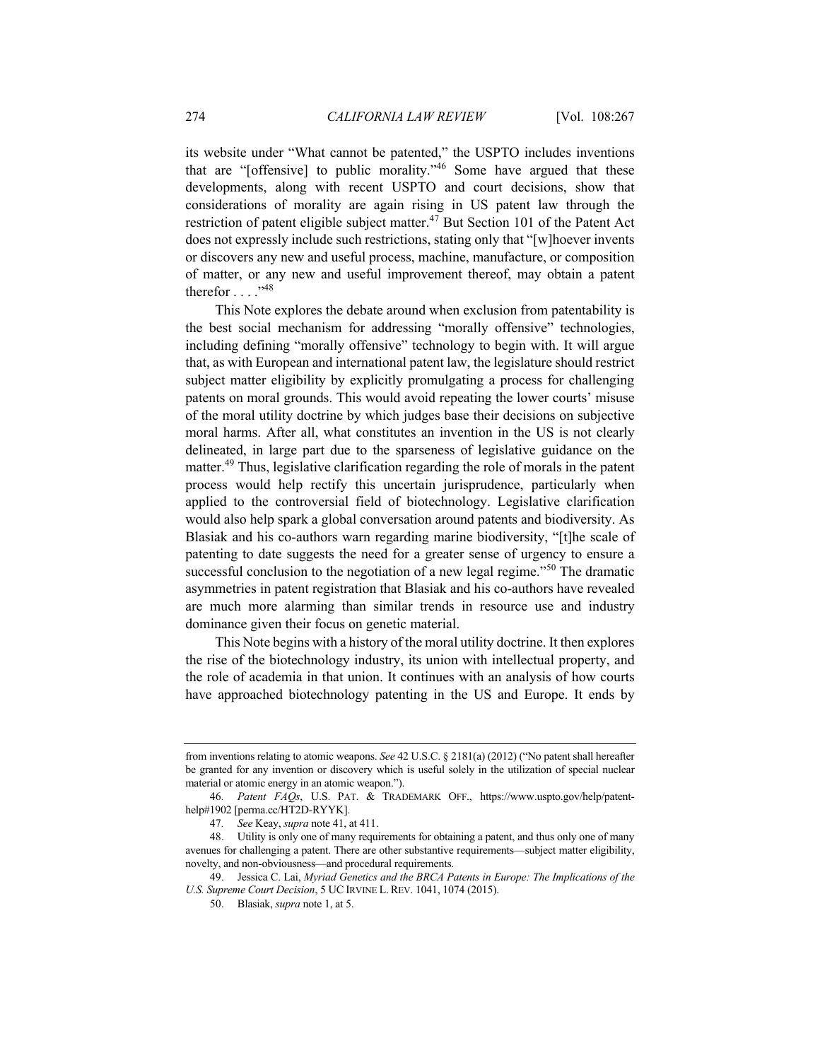its website under "What cannot be patented," the USPTO includes inventions that are "[offensive] to public morality."[46] Some have argued that these developments, along with recent USPTO and court decisions, show that considerations of morality are again rising in US patent law through the restriction of patent eligible subject matter.[47] But Section 101 of the Patent Act does not expressly include such restrictions, stating only that "[w]hoever invents or discovers any new and useful process, machine, manufacture, or composition of matter, or any new and useful improvement thereof, may obtain a patent therefor . . . ."[48]

This Note explores the debate around when exclusion from patentability is the best social mechanism for addressing "morally offensive" technologies, including defining "morally offensive" technology to begin with. It will argue that, as with European and international patent law, the legislature should restrict subject matter eligibility by explicitly promulgating a process for challenging patents on moral grounds. This would avoid repeating the lower courts' misuse of the moral utility doctrine by which judges base their decisions on subjective moral harms. After all, what constitutes an invention in the US is not clearly delineated, in large part due to the sparseness of legislative guidance on the matter.[49] Thus, legislative clarification regarding the role of morals in the patent process would help rectify this uncertain jurisprudence, particularly when applied to the controversial field of biotechnology. Legislative clarification would also help spark a global conversation around patents and biodiversity. As Blasiak and his co-authors warn regarding marine biodiversity, "[t]he scale of patenting to date suggests the need for a greater sense of urgency to ensure a successful conclusion to the negotiation of a new legal regime."[50] The dramatic asymmetries in patent registration that Blasiak and his co-authors have revealed are much more alarming than similar trends in resource use and industry dominance given their focus on genetic material.

This Note begins with a history of the moral utility doctrine. It then explores the rise of the biotechnology industry, its union with intellectual property, and the role of academia in that union. It continues with an analysis of how courts have approached biotechnology patenting in the US and Europe. It ends by

---

from inventions relating to atomic weapons. *See* 42 U.S.C. § 2181(a) (2012) ("No patent shall hereafter be granted for any invention or discovery which is useful solely in the utilization of special nuclear material or atomic energy in an atomic weapon.").

46. *Patent FAQs*, U.S. PAT. & TRADEMARK OFF., https://www.uspto.gov/help/patent-help#1902 [perma.cc/HT2D-RYYK].

47. *See* Keay, *supra* note 41, at 411.

48. Utility is only one of many requirements for obtaining a patent, and thus only one of many avenues for challenging a patent. There are other substantive requirements—subject matter eligibility, novelty, and non-obviousness—and procedural requirements.

49. Jessica C. Lai, *Myriad Genetics and the BRCA Patents in Europe: The Implications of the U.S. Supreme Court Decision*, 5 UC IRVINE L. REV. 1041, 1074 (2015).

50. Blasiak, *supra* note 1, at 5.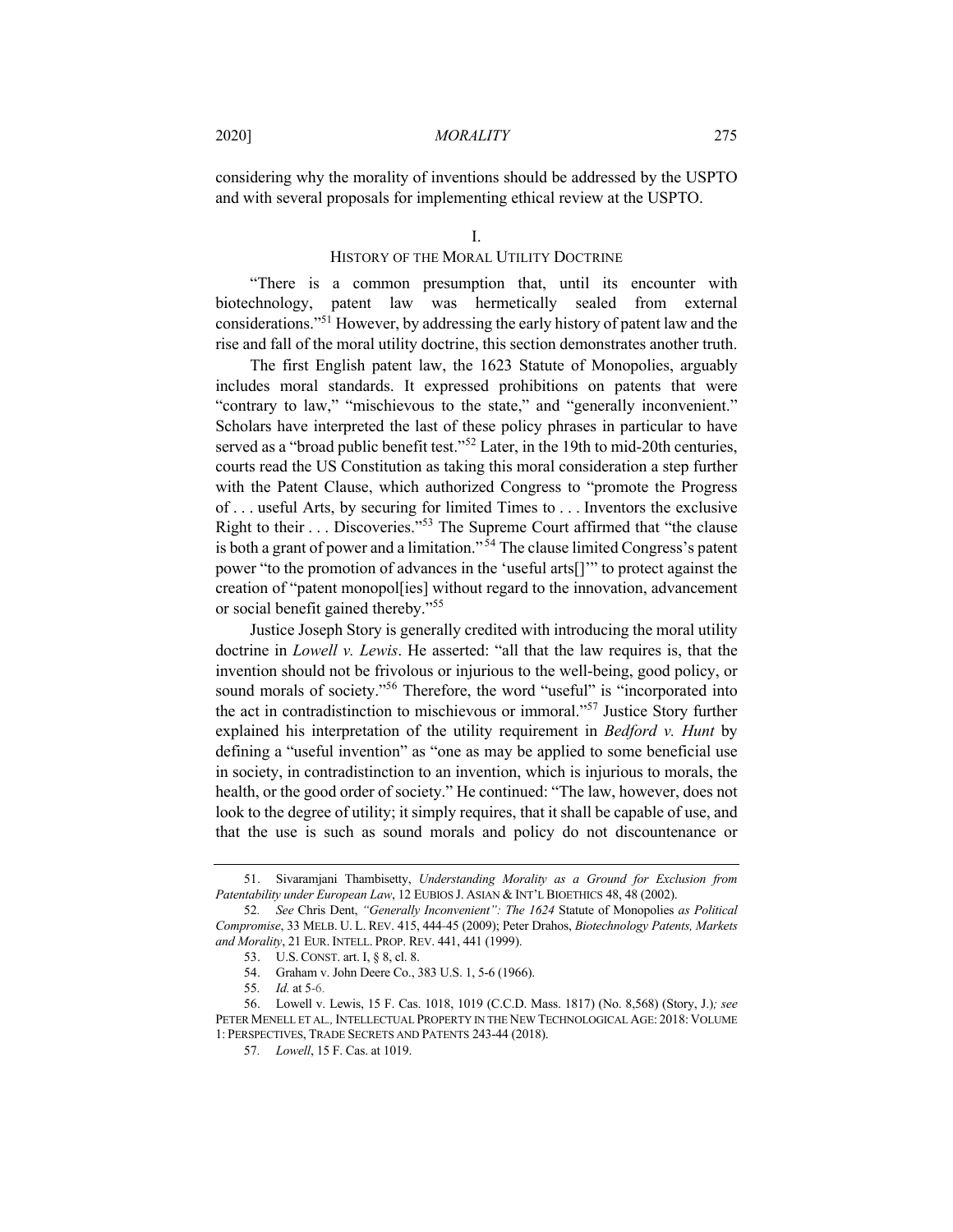considering why the morality of inventions should be addressed by the USPTO and with several proposals for implementing ethical review at the USPTO.

## I.
## HISTORY OF THE MORAL UTILITY DOCTRINE

"There is a common presumption that, until its encounter with biotechnology, patent law was hermetically sealed from external considerations."[51] However, by addressing the early history of patent law and the rise and fall of the moral utility doctrine, this section demonstrates another truth.

The first English patent law, the 1623 Statute of Monopolies, arguably includes moral standards. It expressed prohibitions on patents that were "contrary to law," "mischievous to the state," and "generally inconvenient." Scholars have interpreted the last of these policy phrases in particular to have served as a "broad public benefit test."[52] Later, in the 19th to mid-20th centuries, courts read the US Constitution as taking this moral consideration a step further with the Patent Clause, which authorized Congress to "promote the Progress of . . . useful Arts, by securing for limited Times to . . . Inventors the exclusive Right to their . . . Discoveries."[53] The Supreme Court affirmed that "the clause is both a grant of power and a limitation."[54] The clause limited Congress's patent power "to the promotion of advances in the 'useful arts[]'" to protect against the creation of "patent monopol[ies] without regard to the innovation, advancement or social benefit gained thereby."[55]

Justice Joseph Story is generally credited with introducing the moral utility doctrine in *Lowell v. Lewis*. He asserted: "all that the law requires is, that the invention should not be frivolous or injurious to the well-being, good policy, or sound morals of society."[56] Therefore, the word "useful" is "incorporated into the act in contradistinction to mischievous or immoral."[57] Justice Story further explained his interpretation of the utility requirement in *Bedford v. Hunt* by defining a "useful invention" as "one as may be applied to some beneficial use in society, in contradistinction to an invention, which is injurious to morals, the health, or the good order of society." He continued: "The law, however, does not look to the degree of utility; it simply requires, that it shall be capable of use, and that the use is such as sound morals and policy do not discountenance or

---

51. Sivaramjani Thambisetty, *Understanding Morality as a Ground for Exclusion from Patentability under European Law*, 12 EUBIOS J. ASIAN & INT'L BIOETHICS 48, 48 (2002).

52. *See* Chris Dent, *"Generally Inconvenient": The 1624* Statute of Monopolies *as Political Compromise*, 33 MELB. U. L. REV. 415, 444-45 (2009); Peter Drahos, *Biotechnology Patents, Markets and Morality*, 21 EUR. INTELL. PROP. REV. 441, 441 (1999).

53. U.S. CONST. art. I, § 8, cl. 8.

54. Graham v. John Deere Co., 383 U.S. 1, 5-6 (1966).

55. *Id.* at 5-6.

56. Lowell v. Lewis, 15 F. Cas. 1018, 1019 (C.C.D. Mass. 1817) (No. 8,568) (Story, J.)*; see* PETER MENELL ET AL., INTELLECTUAL PROPERTY IN THE NEW TECHNOLOGICAL AGE: 2018: VOLUME 1: PERSPECTIVES, TRADE SECRETS AND PATENTS 243-44 (2018).

57. *Lowell*, 15 F. Cas. at 1019.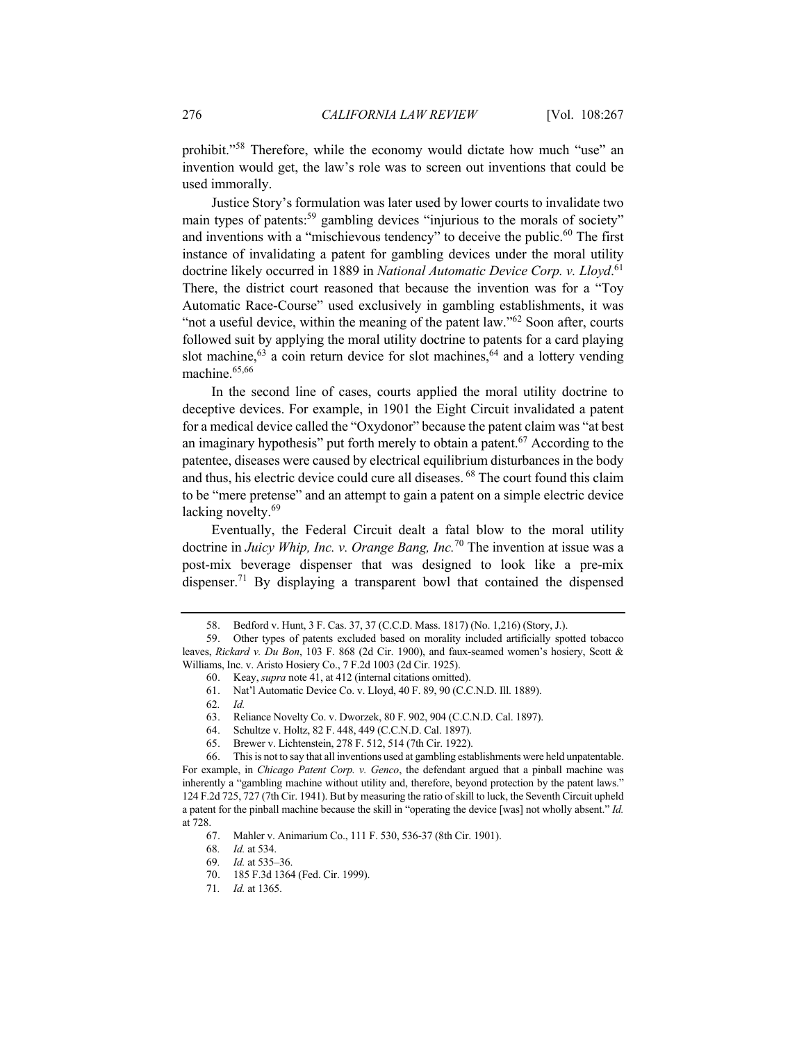prohibit."[58] Therefore, while the economy would dictate how much "use" an invention would get, the law's role was to screen out inventions that could be used immorally.

Justice Story's formulation was later used by lower courts to invalidate two main types of patents:[59] gambling devices "injurious to the morals of society" and inventions with a "mischievous tendency" to deceive the public.[60] The first instance of invalidating a patent for gambling devices under the moral utility doctrine likely occurred in 1889 in *National Automatic Device Corp. v. Lloyd*.[61] There, the district court reasoned that because the invention was for a "Toy Automatic Race-Course" used exclusively in gambling establishments, it was "not a useful device, within the meaning of the patent law."[62] Soon after, courts followed suit by applying the moral utility doctrine to patents for a card playing slot machine,[63] a coin return device for slot machines,[64] and a lottery vending machine.[65,66]

In the second line of cases, courts applied the moral utility doctrine to deceptive devices. For example, in 1901 the Eight Circuit invalidated a patent for a medical device called the "Oxydonor" because the patent claim was "at best an imaginary hypothesis" put forth merely to obtain a patent.[67] According to the patentee, diseases were caused by electrical equilibrium disturbances in the body and thus, his electric device could cure all diseases.[68] The court found this claim to be "mere pretense" and an attempt to gain a patent on a simple electric device lacking novelty.[69]

Eventually, the Federal Circuit dealt a fatal blow to the moral utility doctrine in *Juicy Whip, Inc. v. Orange Bang, Inc.*[70] The invention at issue was a post-mix beverage dispenser that was designed to look like a pre-mix dispenser.[71] By displaying a transparent bowl that contained the dispensed

---

58. Bedford v. Hunt, 3 F. Cas. 37, 37 (C.C.D. Mass. 1817) (No. 1,216) (Story, J.).

59. Other types of patents excluded based on morality included artificially spotted tobacco leaves, *Rickard v. Du Bon*, 103 F. 868 (2d Cir. 1900), and faux-seamed women's hosiery, Scott & Williams, Inc. v. Aristo Hosiery Co., 7 F.2d 1003 (2d Cir. 1925).

60. Keay, *supra* note 41, at 412 (internal citations omitted).

61. Nat'l Automatic Device Co. v. Lloyd, 40 F. 89, 90 (C.C.N.D. Ill. 1889).

62. *Id.*

63. Reliance Novelty Co. v. Dworzek, 80 F. 902, 904 (C.C.N.D. Cal. 1897).

64. Schultze v. Holtz, 82 F. 448, 449 (C.C.N.D. Cal. 1897).

65. Brewer v. Lichtenstein, 278 F. 512, 514 (7th Cir. 1922).

66. This is not to say that all inventions used at gambling establishments were held unpatentable. For example, in *Chicago Patent Corp. v. Genco*, the defendant argued that a pinball machine was inherently a "gambling machine without utility and, therefore, beyond protection by the patent laws." 124 F.2d 725, 727 (7th Cir. 1941). But by measuring the ratio of skill to luck, the Seventh Circuit upheld a patent for the pinball machine because the skill in "operating the device [was] not wholly absent." *Id.* at 728.

67. Mahler v. Animarium Co., 111 F. 530, 536-37 (8th Cir. 1901).

68. *Id.* at 534.

69. *Id.* at 535–36.

70. 185 F.3d 1364 (Fed. Cir. 1999).

71. *Id.* at 1365.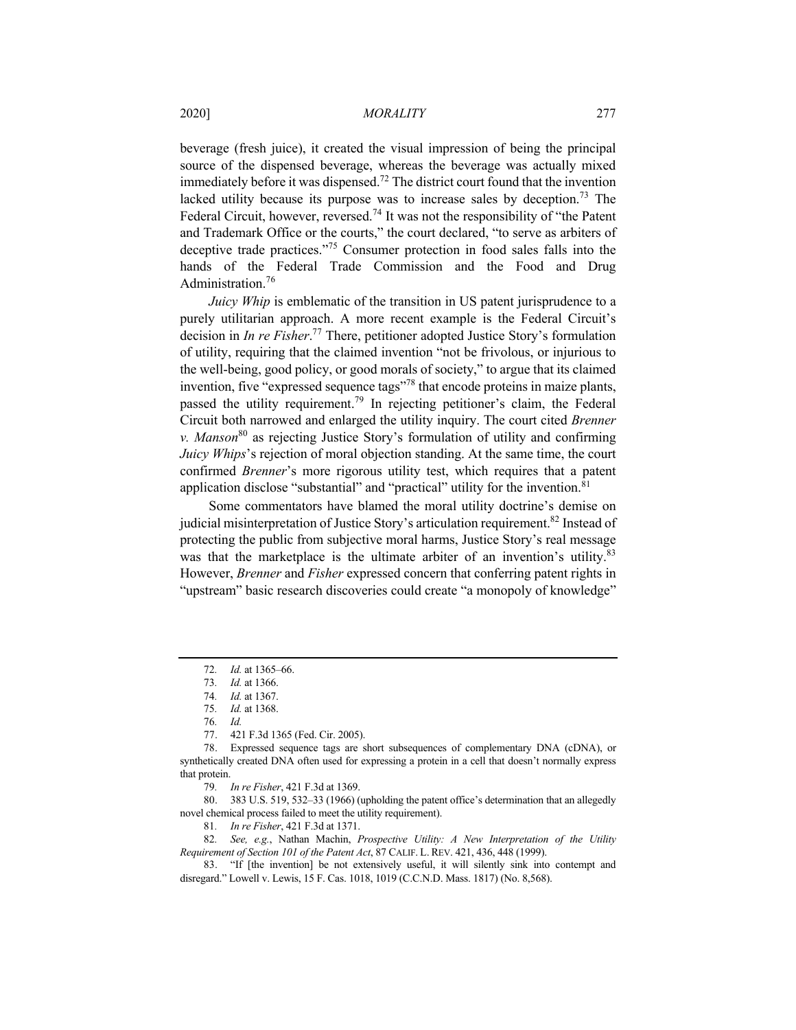beverage (fresh juice), it created the visual impression of being the principal source of the dispensed beverage, whereas the beverage was actually mixed immediately before it was dispensed.[72] The district court found that the invention lacked utility because its purpose was to increase sales by deception.[73] The Federal Circuit, however, reversed.[74] It was not the responsibility of "the Patent and Trademark Office or the courts," the court declared, "to serve as arbiters of deceptive trade practices."[75] Consumer protection in food sales falls into the hands of the Federal Trade Commission and the Food and Drug Administration.[76]

*Juicy Whip* is emblematic of the transition in US patent jurisprudence to a purely utilitarian approach. A more recent example is the Federal Circuit's decision in *In re Fisher*.[77] There, petitioner adopted Justice Story's formulation of utility, requiring that the claimed invention "not be frivolous, or injurious to the well-being, good policy, or good morals of society," to argue that its claimed invention, five "expressed sequence tags"[78] that encode proteins in maize plants, passed the utility requirement.[79] In rejecting petitioner's claim, the Federal Circuit both narrowed and enlarged the utility inquiry. The court cited *Brenner v. Manson*[80] as rejecting Justice Story's formulation of utility and confirming *Juicy Whips*'s rejection of moral objection standing. At the same time, the court confirmed *Brenner*'s more rigorous utility test, which requires that a patent application disclose "substantial" and "practical" utility for the invention.[81]

Some commentators have blamed the moral utility doctrine's demise on judicial misinterpretation of Justice Story's articulation requirement.[82] Instead of protecting the public from subjective moral harms, Justice Story's real message was that the marketplace is the ultimate arbiter of an invention's utility.[83] However, *Brenner* and *Fisher* expressed concern that conferring patent rights in "upstream" basic research discoveries could create "a monopoly of knowledge"

---

72. *Id.* at 1365–66.

73. *Id.* at 1366.

74. *Id.* at 1367.

75. *Id.* at 1368.

76. *Id.*

77. 421 F.3d 1365 (Fed. Cir. 2005).

78. Expressed sequence tags are short subsequences of complementary DNA (cDNA), or synthetically created DNA often used for expressing a protein in a cell that doesn't normally express that protein.

79. *In re Fisher*, 421 F.3d at 1369.

80. 383 U.S. 519, 532–33 (1966) (upholding the patent office's determination that an allegedly novel chemical process failed to meet the utility requirement).

81. *In re Fisher*, 421 F.3d at 1371.

82. *See, e.g.*, Nathan Machin, *Prospective Utility: A New Interpretation of the Utility Requirement of Section 101 of the Patent Act*, 87 CALIF. L. REV. 421, 436, 448 (1999).

83. "If [the invention] be not extensively useful, it will silently sink into contempt and disregard." Lowell v. Lewis, 15 F. Cas. 1018, 1019 (C.C.N.D. Mass. 1817) (No. 8,568).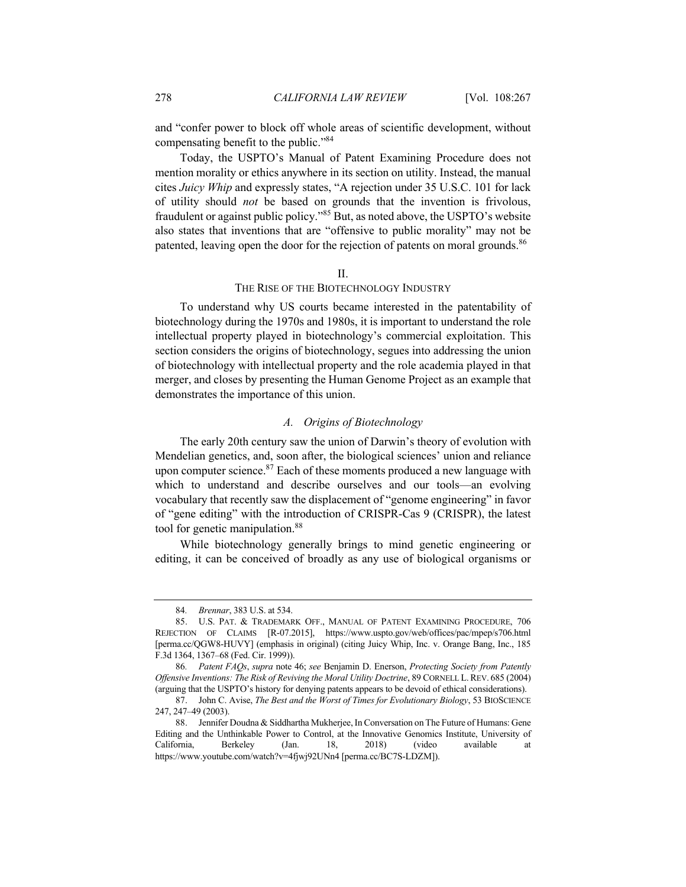and "confer power to block off whole areas of scientific development, without compensating benefit to the public."[84]

Today, the USPTO's Manual of Patent Examining Procedure does not mention morality or ethics anywhere in its section on utility. Instead, the manual cites *Juicy Whip* and expressly states, "A rejection under 35 U.S.C. 101 for lack of utility should *not* be based on grounds that the invention is frivolous, fraudulent or against public policy."[85] But, as noted above, the USPTO's website also states that inventions that are "offensive to public morality" may not be patented, leaving open the door for the rejection of patents on moral grounds.[86]

## II.
## THE RISE OF THE BIOTECHNOLOGY INDUSTRY

To understand why US courts became interested in the patentability of biotechnology during the 1970s and 1980s, it is important to understand the role intellectual property played in biotechnology's commercial exploitation. This section considers the origins of biotechnology, segues into addressing the union of biotechnology with intellectual property and the role academia played in that merger, and closes by presenting the Human Genome Project as an example that demonstrates the importance of this union.

### *A. Origins of Biotechnology*

The early 20th century saw the union of Darwin's theory of evolution with Mendelian genetics, and, soon after, the biological sciences' union and reliance upon computer science.[87] Each of these moments produced a new language with which to understand and describe ourselves and our tools—an evolving vocabulary that recently saw the displacement of "genome engineering" in favor of "gene editing" with the introduction of CRISPR-Cas 9 (CRISPR), the latest tool for genetic manipulation.[88]

While biotechnology generally brings to mind genetic engineering or editing, it can be conceived of broadly as any use of biological organisms or

---

84. *Brennar*, 383 U.S. at 534.

85. U.S. PAT. & TRADEMARK OFF., MANUAL OF PATENT EXAMINING PROCEDURE, 706 REJECTION OF CLAIMS [R-07.2015], https://www.uspto.gov/web/offices/pac/mpep/s706.html [perma.cc/QGW8-HUVY] (emphasis in original) (citing Juicy Whip, Inc. v. Orange Bang, Inc., 185 F.3d 1364, 1367–68 (Fed. Cir. 1999)).

86. *Patent FAQs*, *supra* note 46; *see* Benjamin D. Enerson, *Protecting Society from Patently Offensive Inventions: The Risk of Reviving the Moral Utility Doctrine*, 89 CORNELL L. REV. 685 (2004) (arguing that the USPTO's history for denying patents appears to be devoid of ethical considerations).

87. John C. Avise, *The Best and the Worst of Times for Evolutionary Biology*, 53 BIOSCIENCE 247, 247–49 (2003).

88. Jennifer Doudna & Siddhartha Mukherjee, In Conversation on The Future of Humans: Gene Editing and the Unthinkable Power to Control, at the Innovative Genomics Institute, University of California, Berkeley (Jan. 18, 2018) (video available at https://www.youtube.com/watch?v=4fjwj92UNn4 [perma.cc/BC7S-LDZM]).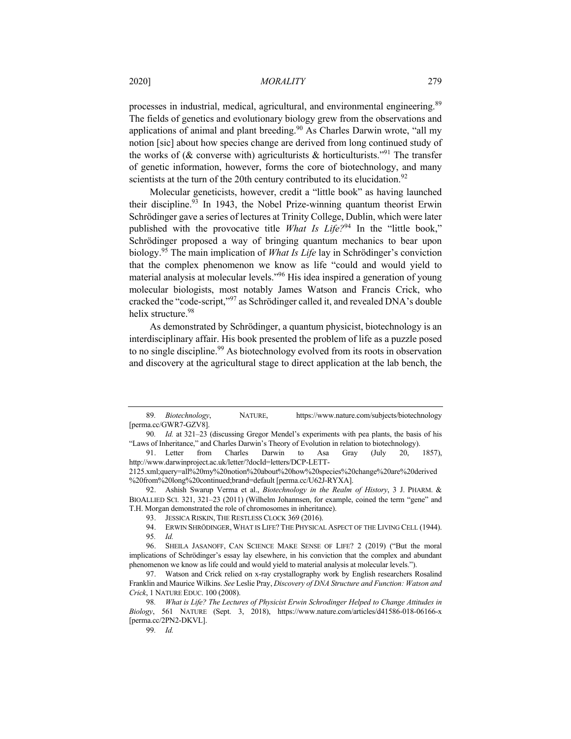processes in industrial, medical, agricultural, and environmental engineering.[89] The fields of genetics and evolutionary biology grew from the observations and applications of animal and plant breeding.[90] As Charles Darwin wrote, "all my notion [sic] about how species change are derived from long continued study of the works of (& converse with) agriculturists & horticulturists."[91] The transfer of genetic information, however, forms the core of biotechnology, and many scientists at the turn of the 20th century contributed to its elucidation.[92]

Molecular geneticists, however, credit a "little book" as having launched their discipline.[93] In 1943, the Nobel Prize-winning quantum theorist Erwin Schrödinger gave a series of lectures at Trinity College, Dublin, which were later published with the provocative title *What Is Life?*[94] In the "little book," Schrödinger proposed a way of bringing quantum mechanics to bear upon biology.[95] The main implication of *What Is Life* lay in Schrödinger's conviction that the complex phenomenon we know as life "could and would yield to material analysis at molecular levels."[96] His idea inspired a generation of young molecular biologists, most notably James Watson and Francis Crick, who cracked the "code-script,"[97] as Schrödinger called it, and revealed DNA's double helix structure.[98]

As demonstrated by Schrödinger, a quantum physicist, biotechnology is an interdisciplinary affair. His book presented the problem of life as a puzzle posed to no single discipline.[99] As biotechnology evolved from its roots in observation and discovery at the agricultural stage to direct application at the lab bench, the

---

89. *Biotechnology*, NATURE, https://www.nature.com/subjects/biotechnology [perma.cc/GWR7-GZV8].

90. *Id.* at 321–23 (discussing Gregor Mendel's experiments with pea plants, the basis of his "Laws of Inheritance," and Charles Darwin's Theory of Evolution in relation to biotechnology).

91. Letter from Charles Darwin to Asa Gray (July 20, 1857), http://www.darwinproject.ac.uk/letter/?docId=letters/DCP-LETT-2125.xml;query=all%20my%20notion%20about%20how%20species%20change%20are%20derived%20from%20long%20continued;brand=default [perma.cc/U62J-RYXA].

92. Ashish Swarup Verma et al., *Biotechnology in the Realm of History*, 3 J. PHARM. & BIOALLIED SCI. 321, 321–23 (2011) (Wilhelm Johannsen, for example, coined the term "gene" and T.H. Morgan demonstrated the role of chromosomes in inheritance).

93. JESSICA RISKIN, THE RESTLESS CLOCK 369 (2016).

94. ERWIN SHRÖDINGER, WHAT IS LIFE? THE PHYSICAL ASPECT OF THE LIVING CELL (1944).

95. *Id.*

96. SHEILA JASANOFF, CAN SCIENCE MAKE SENSE OF LIFE? 2 (2019) ("But the moral implications of Schrödinger's essay lay elsewhere, in his conviction that the complex and abundant phenomenon we know as life could and would yield to material analysis at molecular levels.").

97. Watson and Crick relied on x-ray crystallography work by English researchers Rosalind Franklin and Maurice Wilkins. *See* Leslie Pray, *Discovery of DNA Structure and Function: Watson and Crick*, 1 NATURE EDUC. 100 (2008).

98. *What is Life? The Lectures of Physicist Erwin Schrodinger Helped to Change Attitudes in Biology*, 561 NATURE (Sept. 3, 2018), https://www.nature.com/articles/d41586-018-06166-x [perma.cc/2PN2-DKVL].

99. *Id.*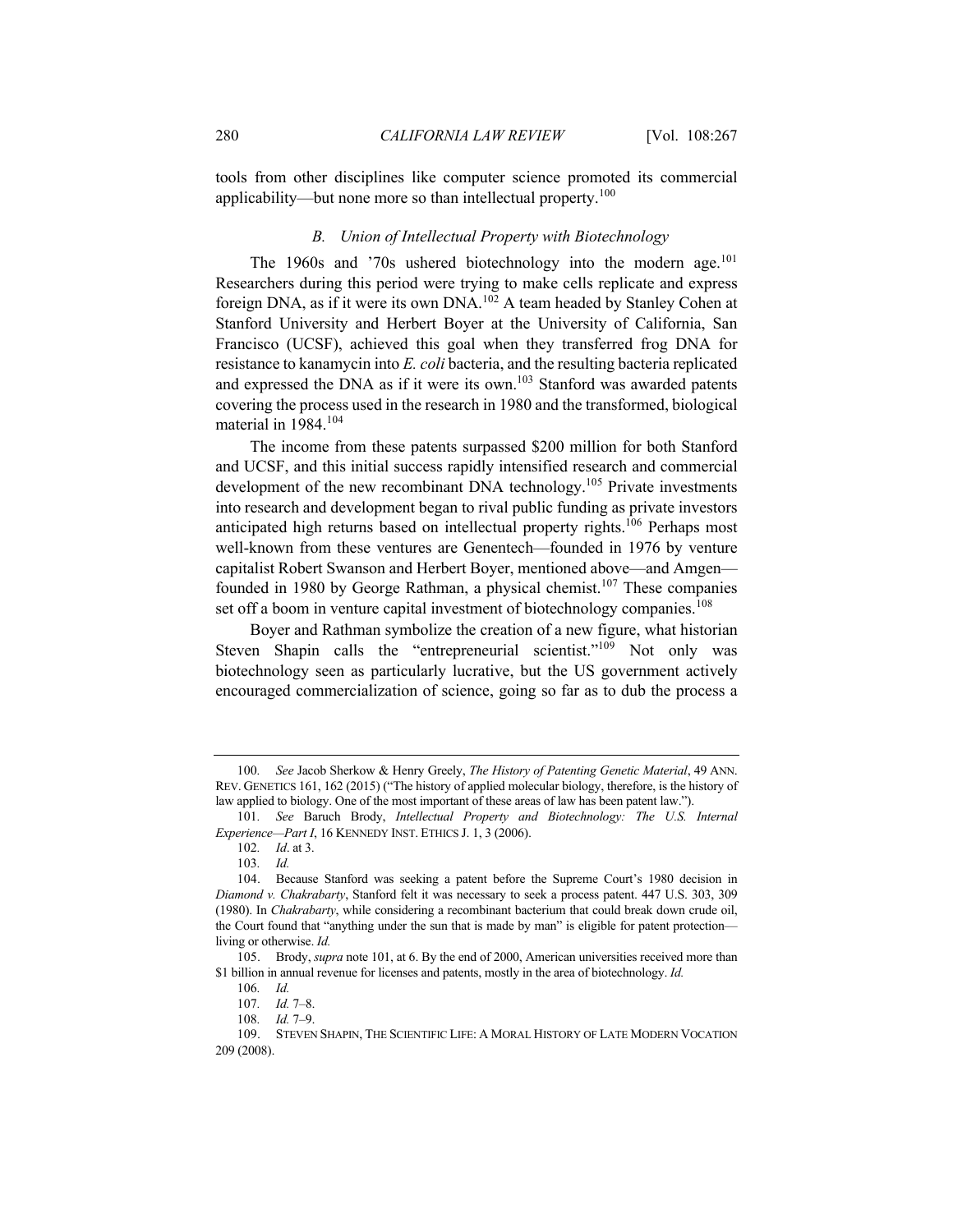tools from other disciplines like computer science promoted its commercial applicability—but none more so than intellectual property.[100]

### *B. Union of Intellectual Property with Biotechnology*

The 1960s and '70s ushered biotechnology into the modern age.[101] Researchers during this period were trying to make cells replicate and express foreign DNA, as if it were its own DNA.[102] A team headed by Stanley Cohen at Stanford University and Herbert Boyer at the University of California, San Francisco (UCSF), achieved this goal when they transferred frog DNA for resistance to kanamycin into *E. coli* bacteria, and the resulting bacteria replicated and expressed the DNA as if it were its own.[103] Stanford was awarded patents covering the process used in the research in 1980 and the transformed, biological material in 1984.[104]

The income from these patents surpassed $200 million for both Stanford and UCSF, and this initial success rapidly intensified research and commercial development of the new recombinant DNA technology.[105] Private investments into research and development began to rival public funding as private investors anticipated high returns based on intellectual property rights.[106] Perhaps most well-known from these ventures are Genentech—founded in 1976 by venture capitalist Robert Swanson and Herbert Boyer, mentioned above—and Amgen—founded in 1980 by George Rathman, a physical chemist.[107] These companies set off a boom in venture capital investment of biotechnology companies.[108]

Boyer and Rathman symbolize the creation of a new figure, what historian Steven Shapin calls the "entrepreneurial scientist."[109] Not only was biotechnology seen as particularly lucrative, but the US government actively encouraged commercialization of science, going so far as to dub the process a

---

100. *See* Jacob Sherkow & Henry Greely, *The History of Patenting Genetic Material*, 49 ANN. REV. GENETICS 161, 162 (2015) ("The history of applied molecular biology, therefore, is the history of law applied to biology. One of the most important of these areas of law has been patent law.").

101. *See* Baruch Brody, *Intellectual Property and Biotechnology: The U.S. Internal Experience—Part I*, 16 KENNEDY INST. ETHICS J. 1, 3 (2006).

102. *Id*. at 3.

103. *Id.*

104. Because Stanford was seeking a patent before the Supreme Court's 1980 decision in *Diamond v. Chakrabarty*, Stanford felt it was necessary to seek a process patent. 447 U.S. 303, 309 (1980). In *Chakrabarty*, while considering a recombinant bacterium that could break down crude oil, the Court found that "anything under the sun that is made by man" is eligible for patent protection—living or otherwise. *Id.*

105. Brody, *supra* note 101, at 6. By the end of 2000, American universities received more than $1 billion in annual revenue for licenses and patents, mostly in the area of biotechnology. *Id.*

106. *Id.*

107. *Id.* 7–8.

108. *Id.* 7–9.

109. STEVEN SHAPIN, THE SCIENTIFIC LIFE: A MORAL HISTORY OF LATE MODERN VOCATION 209 (2008).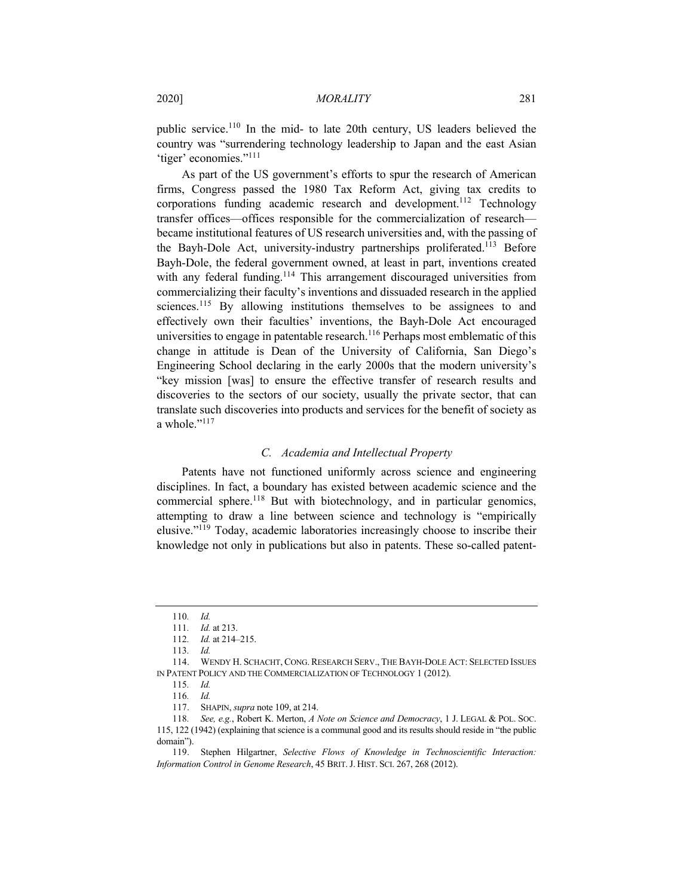public service.[110] In the mid- to late 20th century, US leaders believed the country was "surrendering technology leadership to Japan and the east Asian 'tiger' economies."[111]

As part of the US government's efforts to spur the research of American firms, Congress passed the 1980 Tax Reform Act, giving tax credits to corporations funding academic research and development.[112] Technology transfer offices—offices responsible for the commercialization of research—became institutional features of US research universities and, with the passing of the Bayh-Dole Act, university-industry partnerships proliferated.[113] Before Bayh-Dole, the federal government owned, at least in part, inventions created with any federal funding.[114] This arrangement discouraged universities from commercializing their faculty's inventions and dissuaded research in the applied sciences.[115] By allowing institutions themselves to be assignees to and effectively own their faculties' inventions, the Bayh-Dole Act encouraged universities to engage in patentable research.[116] Perhaps most emblematic of this change in attitude is Dean of the University of California, San Diego's Engineering School declaring in the early 2000s that the modern university's "key mission [was] to ensure the effective transfer of research results and discoveries to the sectors of our society, usually the private sector, that can translate such discoveries into products and services for the benefit of society as a whole."[117]

### C. Academia and Intellectual Property

Patents have not functioned uniformly across science and engineering disciplines. In fact, a boundary has existed between academic science and the commercial sphere.[118] But with biotechnology, and in particular genomics, attempting to draw a line between science and technology is "empirically elusive."[119] Today, academic laboratories increasingly choose to inscribe their knowledge not only in publications but also in patents. These so-called patent-

---

110. *Id.*

111. *Id.* at 213.

112. *Id.* at 214–215.

113. *Id.*

114. WENDY H. SCHACHT, CONG. RESEARCH SERV., THE BAYH-DOLE ACT: SELECTED ISSUES IN PATENT POLICY AND THE COMMERCIALIZATION OF TECHNOLOGY 1 (2012).

115. *Id.*

116. *Id.*

117. SHAPIN, *supra* note 109, at 214.

118. *See, e.g.*, Robert K. Merton, *A Note on Science and Democracy*, 1 J. LEGAL & POL. SOC. 115, 122 (1942) (explaining that science is a communal good and its results should reside in "the public domain").

119. Stephen Hilgartner, *Selective Flows of Knowledge in Technoscientific Interaction: Information Control in Genome Research*, 45 BRIT. J. HIST. SCI. 267, 268 (2012).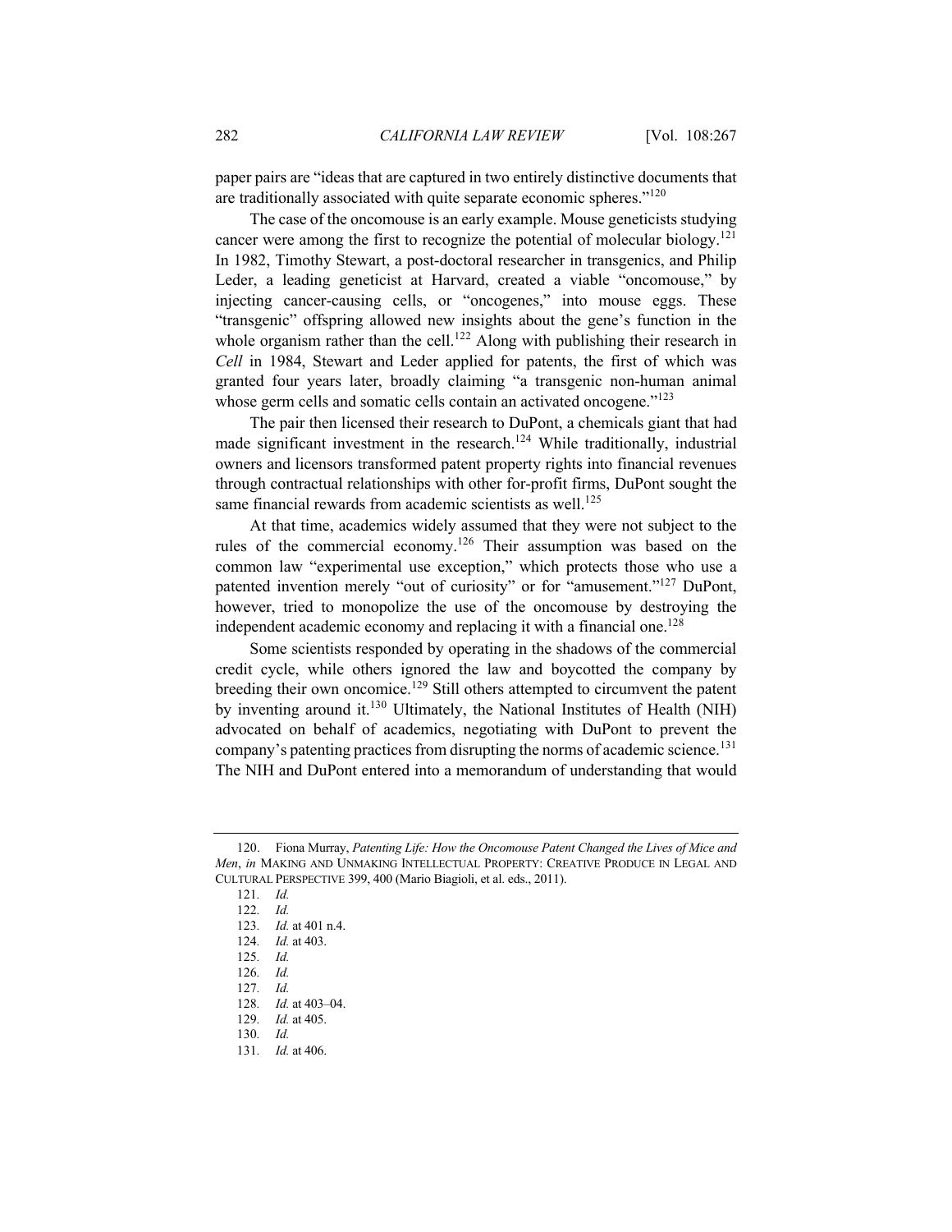paper pairs are "ideas that are captured in two entirely distinctive documents that are traditionally associated with quite separate economic spheres."[120]

The case of the oncomouse is an early example. Mouse geneticists studying cancer were among the first to recognize the potential of molecular biology.[121] In 1982, Timothy Stewart, a post-doctoral researcher in transgenics, and Philip Leder, a leading geneticist at Harvard, created a viable "oncomouse," by injecting cancer-causing cells, or "oncogenes," into mouse eggs. These "transgenic" offspring allowed new insights about the gene's function in the whole organism rather than the cell.[122] Along with publishing their research in *Cell* in 1984, Stewart and Leder applied for patents, the first of which was granted four years later, broadly claiming "a transgenic non-human animal whose germ cells and somatic cells contain an activated oncogene."[123]

The pair then licensed their research to DuPont, a chemicals giant that had made significant investment in the research.[124] While traditionally, industrial owners and licensors transformed patent property rights into financial revenues through contractual relationships with other for-profit firms, DuPont sought the same financial rewards from academic scientists as well.[125]

At that time, academics widely assumed that they were not subject to the rules of the commercial economy.[126] Their assumption was based on the common law "experimental use exception," which protects those who use a patented invention merely "out of curiosity" or for "amusement."[127] DuPont, however, tried to monopolize the use of the oncomouse by destroying the independent academic economy and replacing it with a financial one.[128]

Some scientists responded by operating in the shadows of the commercial credit cycle, while others ignored the law and boycotted the company by breeding their own oncomice.[129] Still others attempted to circumvent the patent by inventing around it.[130] Ultimately, the National Institutes of Health (NIH) advocated on behalf of academics, negotiating with DuPont to prevent the company's patenting practices from disrupting the norms of academic science.[131] The NIH and DuPont entered into a memorandum of understanding that would

---

120. Fiona Murray, *Patenting Life: How the Oncomouse Patent Changed the Lives of Mice and Men*, *in* MAKING AND UNMAKING INTELLECTUAL PROPERTY: CREATIVE PRODUCE IN LEGAL AND CULTURAL PERSPECTIVE 399, 400 (Mario Biagioli, et al. eds., 2011).

121. *Id.*

122. *Id.*

123. *Id.* at 401 n.4.

124. *Id.* at 403.

125. *Id.*

126. *Id.*

127. *Id.*

128. *Id.* at 403–04.

129. *Id.* at 405.

130. *Id.*

131. *Id.* at 406.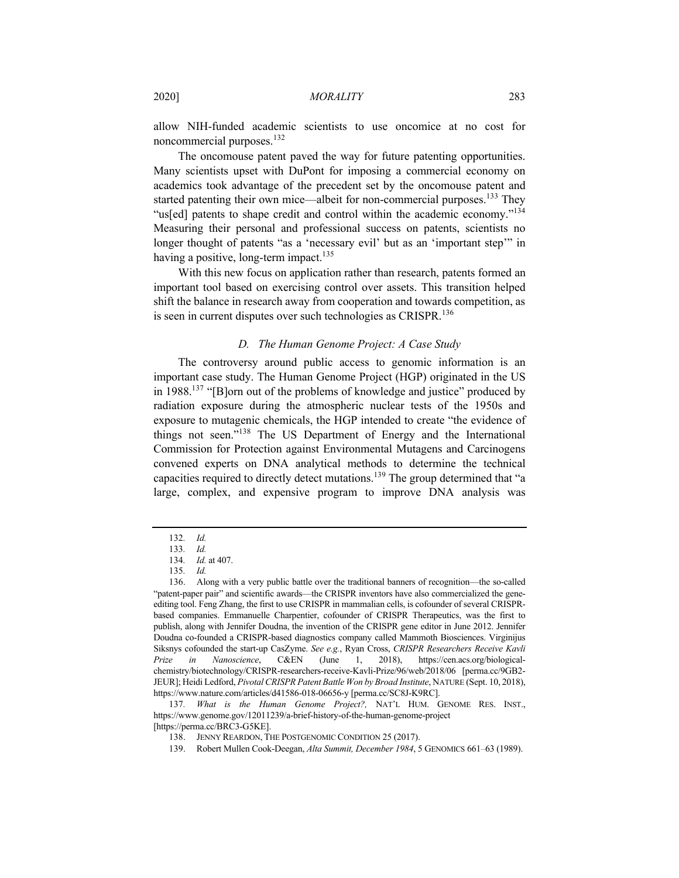allow NIH-funded academic scientists to use oncomice at no cost for noncommercial purposes.[132]

The oncomouse patent paved the way for future patenting opportunities. Many scientists upset with DuPont for imposing a commercial economy on academics took advantage of the precedent set by the oncomouse patent and started patenting their own mice—albeit for non-commercial purposes.[133] They "us[ed] patents to shape credit and control within the academic economy."[134] Measuring their personal and professional success on patents, scientists no longer thought of patents "as a 'necessary evil' but as an 'important step'" in having a positive, long-term impact.[135]

With this new focus on application rather than research, patents formed an important tool based on exercising control over assets. This transition helped shift the balance in research away from cooperation and towards competition, as is seen in current disputes over such technologies as CRISPR.[136]

### *D. The Human Genome Project: A Case Study*

The controversy around public access to genomic information is an important case study. The Human Genome Project (HGP) originated in the US in 1988.[137] "[B]orn out of the problems of knowledge and justice" produced by radiation exposure during the atmospheric nuclear tests of the 1950s and exposure to mutagenic chemicals, the HGP intended to create "the evidence of things not seen."[138] The US Department of Energy and the International Commission for Protection against Environmental Mutagens and Carcinogens convened experts on DNA analytical methods to determine the technical capacities required to directly detect mutations.[139] The group determined that "a large, complex, and expensive program to improve DNA analysis was

---

132. *Id.*

133. *Id.*

134. *Id.* at 407.

135. *Id.*

136. Along with a very public battle over the traditional banners of recognition—the so-called "patent-paper pair" and scientific awards—the CRISPR inventors have also commercialized the gene-editing tool. Feng Zhang, the first to use CRISPR in mammalian cells, is cofounder of several CRISPR-based companies. Emmanuelle Charpentier, cofounder of CRISPR Therapeutics, was the first to publish, along with Jennifer Doudna, the invention of the CRISPR gene editor in June 2012. Jennifer Doudna co-founded a CRISPR-based diagnostics company called Mammoth Biosciences. Virginijus Siksnys cofounded the start-up CasZyme. *See e.g.*, Ryan Cross, *CRISPR Researchers Receive Kavli Prize in Nanoscience*, C&EN (June 1, 2018), https://cen.acs.org/biological-chemistry/biotechnology/CRISPR-researchers-receive-Kavli-Prize/96/web/2018/06 [perma.cc/9GB2-JEUR]; Heidi Ledford, *Pivotal CRISPR Patent Battle Won by Broad Institute*, NATURE (Sept. 10, 2018), https://www.nature.com/articles/d41586-018-06656-y [perma.cc/SC8J-K9RC].

137. *What is the Human Genome Project?,* NAT'L HUM. GENOME RES. INST., https://www.genome.gov/12011239/a-brief-history-of-the-human-genome-project [https://perma.cc/BRC3-G5KE].

138. JENNY REARDON, THE POSTGENOMIC CONDITION 25 (2017).

139. Robert Mullen Cook-Deegan, *Alta Summit, December 1984*, 5 GENOMICS 661–63 (1989).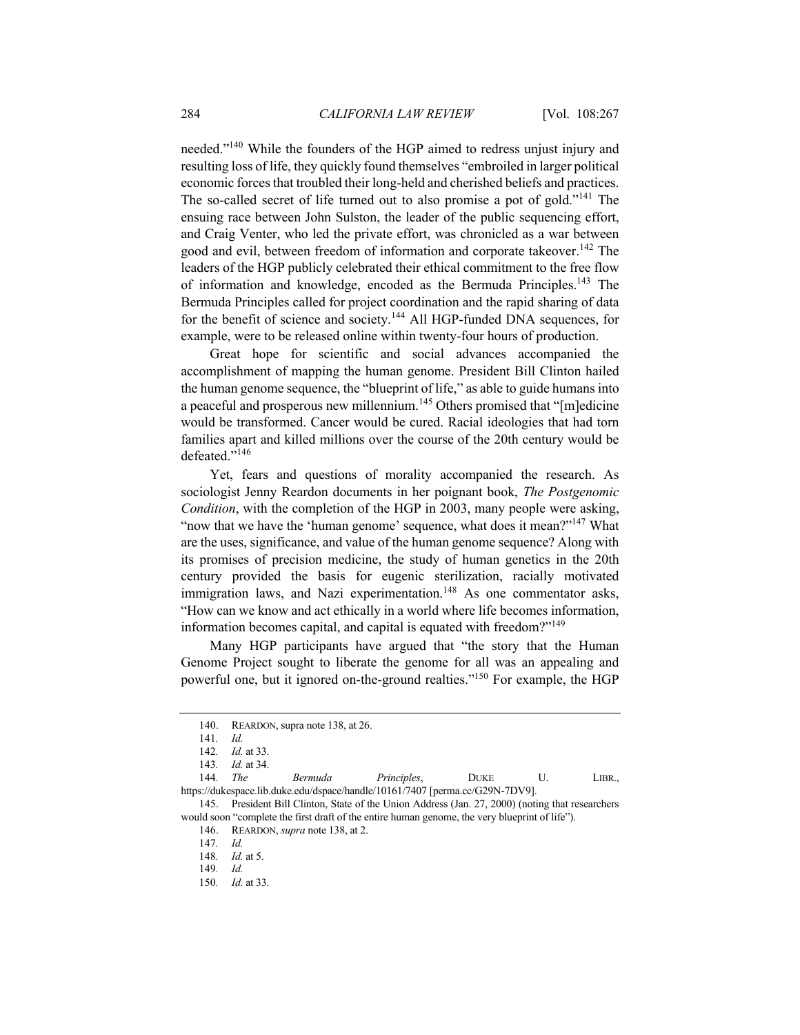needed."[140] While the founders of the HGP aimed to redress unjust injury and resulting loss of life, they quickly found themselves "embroiled in larger political economic forces that troubled their long-held and cherished beliefs and practices. The so-called secret of life turned out to also promise a pot of gold."[141] The ensuing race between John Sulston, the leader of the public sequencing effort, and Craig Venter, who led the private effort, was chronicled as a war between good and evil, between freedom of information and corporate takeover.[142] The leaders of the HGP publicly celebrated their ethical commitment to the free flow of information and knowledge, encoded as the Bermuda Principles.[143] The Bermuda Principles called for project coordination and the rapid sharing of data for the benefit of science and society.[144] All HGP-funded DNA sequences, for example, were to be released online within twenty-four hours of production.

Great hope for scientific and social advances accompanied the accomplishment of mapping the human genome. President Bill Clinton hailed the human genome sequence, the "blueprint of life," as able to guide humans into a peaceful and prosperous new millennium.[145] Others promised that "[m]edicine would be transformed. Cancer would be cured. Racial ideologies that had torn families apart and killed millions over the course of the 20th century would be defeated."[146]

Yet, fears and questions of morality accompanied the research. As sociologist Jenny Reardon documents in her poignant book, *The Postgenomic Condition*, with the completion of the HGP in 2003, many people were asking, "now that we have the 'human genome' sequence, what does it mean?"[147] What are the uses, significance, and value of the human genome sequence? Along with its promises of precision medicine, the study of human genetics in the 20th century provided the basis for eugenic sterilization, racially motivated immigration laws, and Nazi experimentation.[148] As one commentator asks, "How can we know and act ethically in a world where life becomes information, information becomes capital, and capital is equated with freedom?"[149]

Many HGP participants have argued that "the story that the Human Genome Project sought to liberate the genome for all was an appealing and powerful one, but it ignored on-the-ground realties."[150] For example, the HGP

---

140. REARDON, supra note 138, at 26.

141. *Id.*

142. *Id.* at 33.

143. *Id.* at 34.

144. *The Bermuda Principles*, DUKE U. LIBR., https://dukespace.lib.duke.edu/dspace/handle/10161/7407 [perma.cc/G29N-7DV9].

145. President Bill Clinton, State of the Union Address (Jan. 27, 2000) (noting that researchers would soon "complete the first draft of the entire human genome, the very blueprint of life").

146. REARDON, *supra* note 138, at 2.

147. *Id.*

148. *Id.* at 5.

149. *Id.*

150. *Id.* at 33.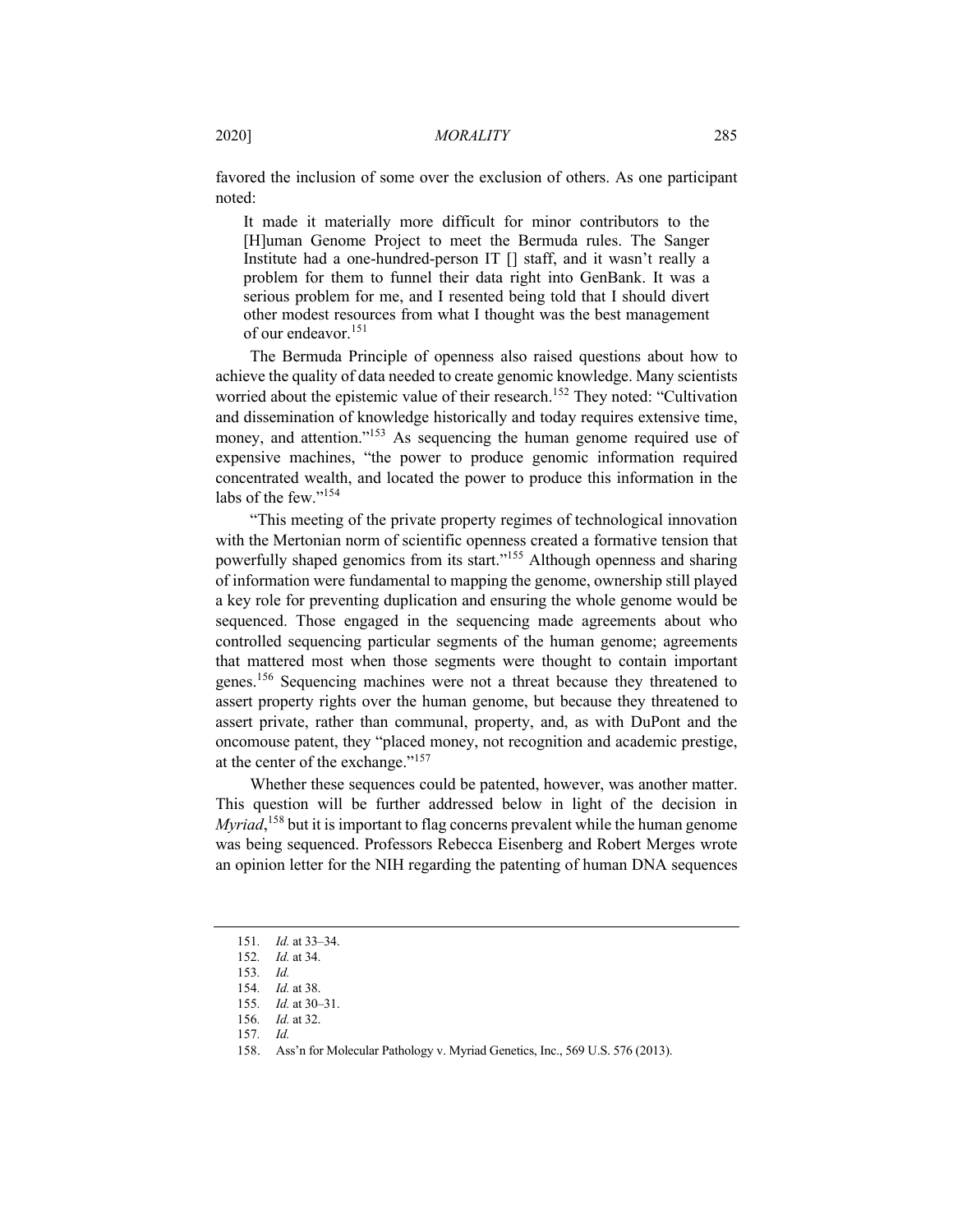favored the inclusion of some over the exclusion of others. As one participant noted:

> It made it materially more difficult for minor contributors to the [H]uman Genome Project to meet the Bermuda rules. The Sanger Institute had a one-hundred-person IT [] staff, and it wasn't really a problem for them to funnel their data right into GenBank. It was a serious problem for me, and I resented being told that I should divert other modest resources from what I thought was the best management of our endeavor.[151]

The Bermuda Principle of openness also raised questions about how to achieve the quality of data needed to create genomic knowledge. Many scientists worried about the epistemic value of their research.[152] They noted: "Cultivation and dissemination of knowledge historically and today requires extensive time, money, and attention."[153] As sequencing the human genome required use of expensive machines, "the power to produce genomic information required concentrated wealth, and located the power to produce this information in the labs of the few."[154]

"This meeting of the private property regimes of technological innovation with the Mertonian norm of scientific openness created a formative tension that powerfully shaped genomics from its start."[155] Although openness and sharing of information were fundamental to mapping the genome, ownership still played a key role for preventing duplication and ensuring the whole genome would be sequenced. Those engaged in the sequencing made agreements about who controlled sequencing particular segments of the human genome; agreements that mattered most when those segments were thought to contain important genes.[156] Sequencing machines were not a threat because they threatened to assert property rights over the human genome, but because they threatened to assert private, rather than communal, property, and, as with DuPont and the oncomouse patent, they "placed money, not recognition and academic prestige, at the center of the exchange."[157]

Whether these sequences could be patented, however, was another matter. This question will be further addressed below in light of the decision in *Myriad*,[158] but it is important to flag concerns prevalent while the human genome was being sequenced. Professors Rebecca Eisenberg and Robert Merges wrote an opinion letter for the NIH regarding the patenting of human DNA sequences

---

151. *Id.* at 33–34.
152. *Id.* at 34.
153. *Id.*
154. *Id.* at 38.
155. *Id.* at 30–31.
156. *Id.* at 32.
157. *Id.*
158. Ass'n for Molecular Pathology v. Myriad Genetics, Inc., 569 U.S. 576 (2013).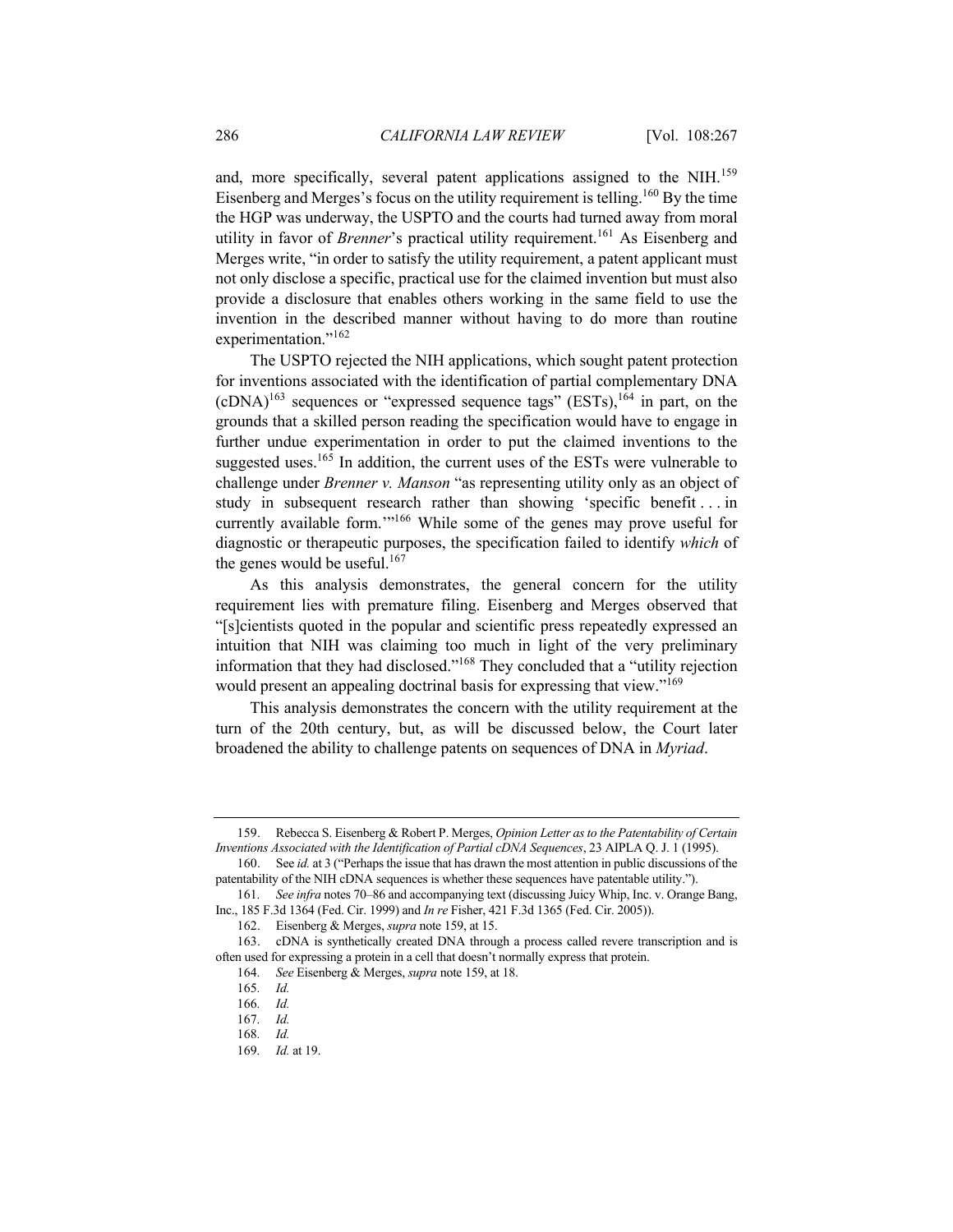and, more specifically, several patent applications assigned to the NIH.[159] Eisenberg and Merges's focus on the utility requirement is telling.[160] By the time the HGP was underway, the USPTO and the courts had turned away from moral utility in favor of *Brenner*'s practical utility requirement.[161] As Eisenberg and Merges write, "in order to satisfy the utility requirement, a patent applicant must not only disclose a specific, practical use for the claimed invention but must also provide a disclosure that enables others working in the same field to use the invention in the described manner without having to do more than routine experimentation."[162]

The USPTO rejected the NIH applications, which sought patent protection for inventions associated with the identification of partial complementary DNA (cDNA)[163] sequences or "expressed sequence tags" (ESTs),[164] in part, on the grounds that a skilled person reading the specification would have to engage in further undue experimentation in order to put the claimed inventions to the suggested uses.[165] In addition, the current uses of the ESTs were vulnerable to challenge under *Brenner v. Manson* "as representing utility only as an object of study in subsequent research rather than showing 'specific benefit . . . in currently available form.'"[166] While some of the genes may prove useful for diagnostic or therapeutic purposes, the specification failed to identify *which* of the genes would be useful.[167]

As this analysis demonstrates, the general concern for the utility requirement lies with premature filing. Eisenberg and Merges observed that "[s]cientists quoted in the popular and scientific press repeatedly expressed an intuition that NIH was claiming too much in light of the very preliminary information that they had disclosed."[168] They concluded that a "utility rejection would present an appealing doctrinal basis for expressing that view."[169]

This analysis demonstrates the concern with the utility requirement at the turn of the 20th century, but, as will be discussed below, the Court later broadened the ability to challenge patents on sequences of DNA in *Myriad*.

---

159. Rebecca S. Eisenberg & Robert P. Merges, *Opinion Letter as to the Patentability of Certain Inventions Associated with the Identification of Partial cDNA Sequences*, 23 AIPLA Q. J. 1 (1995).

160. See *id.* at 3 ("Perhaps the issue that has drawn the most attention in public discussions of the patentability of the NIH cDNA sequences is whether these sequences have patentable utility.").

161. *See infra* notes 70–86 and accompanying text (discussing Juicy Whip, Inc. v. Orange Bang, Inc., 185 F.3d 1364 (Fed. Cir. 1999) and *In re* Fisher, 421 F.3d 1365 (Fed. Cir. 2005)).

162. Eisenberg & Merges, *supra* note 159, at 15.

163. cDNA is synthetically created DNA through a process called revere transcription and is often used for expressing a protein in a cell that doesn't normally express that protein.

164. *See* Eisenberg & Merges, *supra* note 159, at 18.

165. *Id.*

166. *Id.*

167. *Id.*

168. *Id.*

169. *Id.* at 19.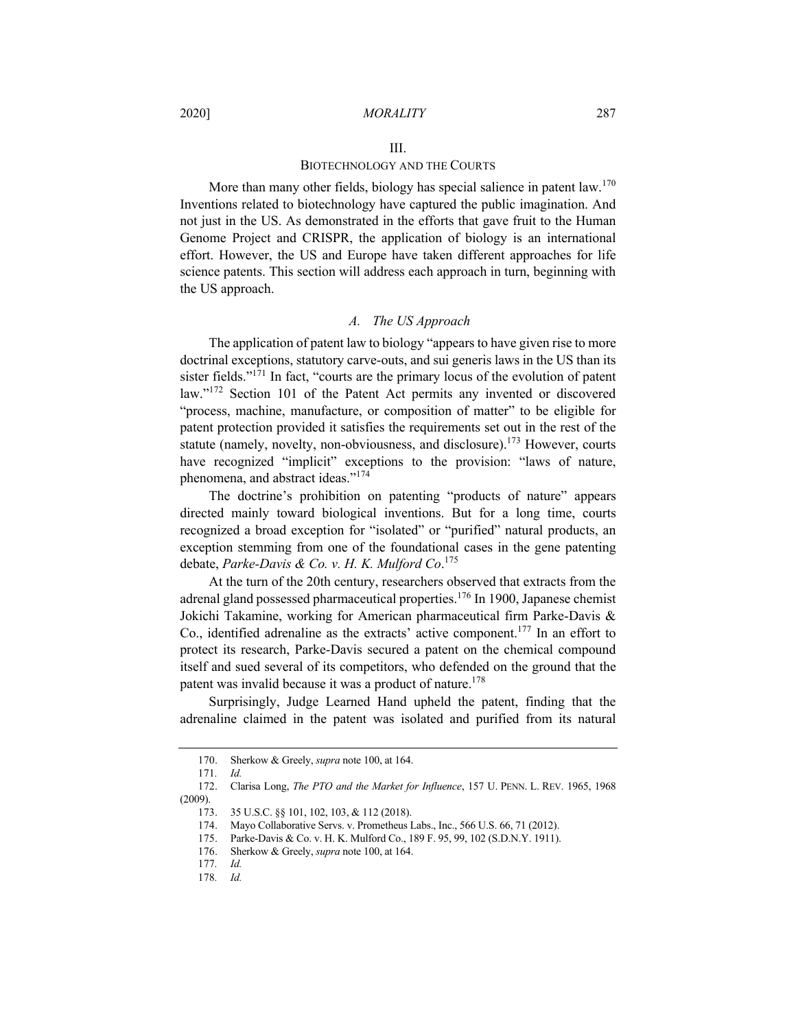## III.
## BIOTECHNOLOGY AND THE COURTS

More than many other fields, biology has special salience in patent law.[170] Inventions related to biotechnology have captured the public imagination. And not just in the US. As demonstrated in the efforts that gave fruit to the Human Genome Project and CRISPR, the application of biology is an international effort. However, the US and Europe have taken different approaches for life science patents. This section will address each approach in turn, beginning with the US approach.

### *A. The US Approach*

The application of patent law to biology "appears to have given rise to more doctrinal exceptions, statutory carve-outs, and sui generis laws in the US than its sister fields."[171] In fact, "courts are the primary locus of the evolution of patent law."[172] Section 101 of the Patent Act permits any invented or discovered "process, machine, manufacture, or composition of matter" to be eligible for patent protection provided it satisfies the requirements set out in the rest of the statute (namely, novelty, non-obviousness, and disclosure).[173] However, courts have recognized "implicit" exceptions to the provision: "laws of nature, phenomena, and abstract ideas."[174]

The doctrine's prohibition on patenting "products of nature" appears directed mainly toward biological inventions. But for a long time, courts recognized a broad exception for "isolated" or "purified" natural products, an exception stemming from one of the foundational cases in the gene patenting debate, *Parke-Davis & Co. v. H. K. Mulford Co*.[175]

At the turn of the 20th century, researchers observed that extracts from the adrenal gland possessed pharmaceutical properties.[176] In 1900, Japanese chemist Jokichi Takamine, working for American pharmaceutical firm Parke-Davis & Co., identified adrenaline as the extracts' active component.[177] In an effort to protect its research, Parke-Davis secured a patent on the chemical compound itself and sued several of its competitors, who defended on the ground that the patent was invalid because it was a product of nature.[178]

Surprisingly, Judge Learned Hand upheld the patent, finding that the adrenaline claimed in the patent was isolated and purified from its natural

---

170. Sherkow & Greely, *supra* note 100, at 164.

171. *Id.*

172. Clarisa Long, *The PTO and the Market for Influence*, 157 U. PENN. L. REV. 1965, 1968 (2009).

173. 35 U.S.C. §§ 101, 102, 103, & 112 (2018).

174. Mayo Collaborative Servs. v. Prometheus Labs., Inc., 566 U.S. 66, 71 (2012).

175. Parke-Davis & Co. v. H. K. Mulford Co., 189 F. 95, 99, 102 (S.D.N.Y. 1911).

176. Sherkow & Greely, *supra* note 100, at 164.

177. *Id.*

178. *Id.*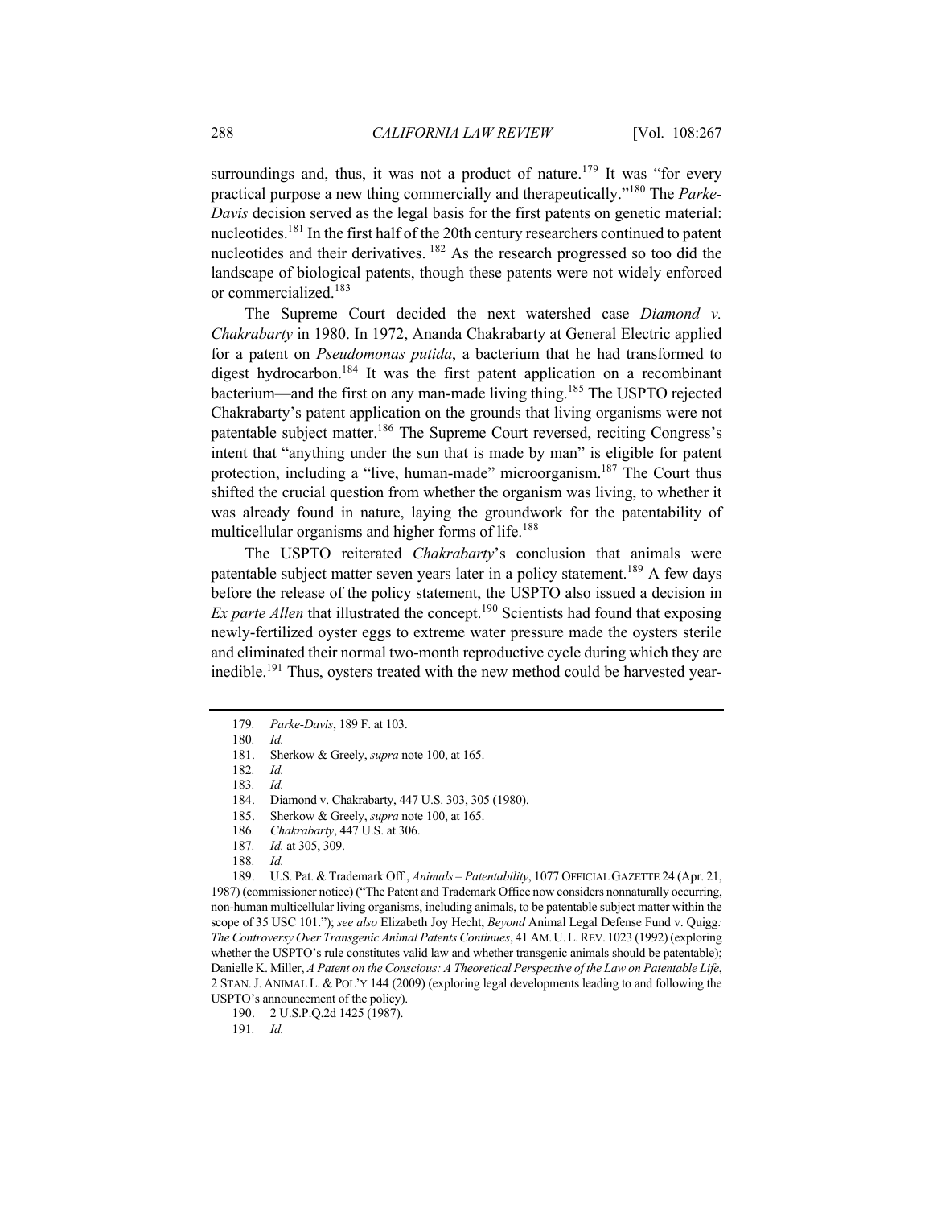surroundings and, thus, it was not a product of nature.[179] It was "for every practical purpose a new thing commercially and therapeutically."[180] The *Parke-Davis* decision served as the legal basis for the first patents on genetic material: nucleotides.[181] In the first half of the 20th century researchers continued to patent nucleotides and their derivatives.[182] As the research progressed so too did the landscape of biological patents, though these patents were not widely enforced or commercialized.[183]

The Supreme Court decided the next watershed case *Diamond v. Chakrabarty* in 1980. In 1972, Ananda Chakrabarty at General Electric applied for a patent on *Pseudomonas putida*, a bacterium that he had transformed to digest hydrocarbon.[184] It was the first patent application on a recombinant bacterium—and the first on any man-made living thing.[185] The USPTO rejected Chakrabarty's patent application on the grounds that living organisms were not patentable subject matter.[186] The Supreme Court reversed, reciting Congress's intent that "anything under the sun that is made by man" is eligible for patent protection, including a "live, human-made" microorganism.[187] The Court thus shifted the crucial question from whether the organism was living, to whether it was already found in nature, laying the groundwork for the patentability of multicellular organisms and higher forms of life.[188]

The USPTO reiterated *Chakrabarty*'s conclusion that animals were patentable subject matter seven years later in a policy statement.[189] A few days before the release of the policy statement, the USPTO also issued a decision in *Ex parte Allen* that illustrated the concept.[190] Scientists had found that exposing newly-fertilized oyster eggs to extreme water pressure made the oysters sterile and eliminated their normal two-month reproductive cycle during which they are inedible.[191] Thus, oysters treated with the new method could be harvested year-

---

179. *Parke-Davis*, 189 F. at 103.

180. *Id.*

181. Sherkow & Greely, *supra* note 100, at 165.

182. *Id.*

183. *Id.*

184. Diamond v. Chakrabarty, 447 U.S. 303, 305 (1980).

185. Sherkow & Greely, *supra* note 100, at 165.

186. *Chakrabarty*, 447 U.S. at 306.

187. *Id.* at 305, 309.

188. *Id.*

189. U.S. Pat. & Trademark Off., *Animals – Patentability*, 1077 OFFICIAL GAZETTE 24 (Apr. 21, 1987) (commissioner notice) ("The Patent and Trademark Office now considers nonnaturally occurring, non-human multicellular living organisms, including animals, to be patentable subject matter within the scope of 35 USC 101."); *see also* Elizabeth Joy Hecht, *Beyond* Animal Legal Defense Fund v. Quigg*: The Controversy Over Transgenic Animal Patents Continues*, 41 AM. U. L. REV. 1023 (1992) (exploring whether the USPTO's rule constitutes valid law and whether transgenic animals should be patentable); Danielle K. Miller, *A Patent on the Conscious: A Theoretical Perspective of the Law on Patentable Life*, 2 STAN. J. ANIMAL L. & POL'Y 144 (2009) (exploring legal developments leading to and following the USPTO's announcement of the policy).

190. 2 U.S.P.Q.2d 1425 (1987).

191. *Id.*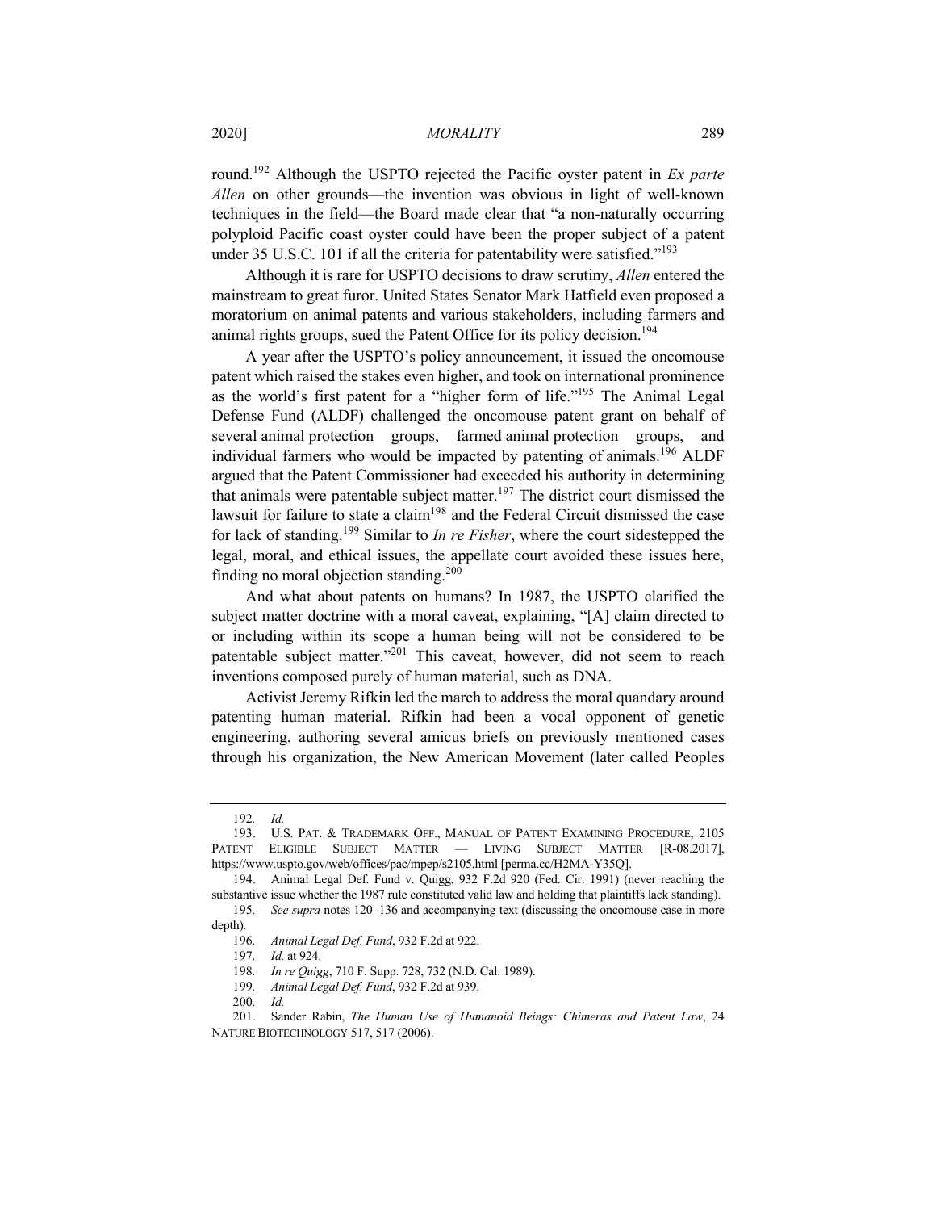round.[192] Although the USPTO rejected the Pacific oyster patent in *Ex parte Allen* on other grounds—the invention was obvious in light of well-known techniques in the field—the Board made clear that "a non-naturally occurring polyploid Pacific coast oyster could have been the proper subject of a patent under 35 U.S.C. 101 if all the criteria for patentability were satisfied."[193]

Although it is rare for USPTO decisions to draw scrutiny, *Allen* entered the mainstream to great furor. United States Senator Mark Hatfield even proposed a moratorium on animal patents and various stakeholders, including farmers and animal rights groups, sued the Patent Office for its policy decision.[194]

A year after the USPTO's policy announcement, it issued the oncomouse patent which raised the stakes even higher, and took on international prominence as the world's first patent for a "higher form of life."[195] The Animal Legal Defense Fund (ALDF) challenged the oncomouse patent grant on behalf of several animal protection groups, farmed animal protection groups, and individual farmers who would be impacted by patenting of animals.[196] ALDF argued that the Patent Commissioner had exceeded his authority in determining that animals were patentable subject matter.[197] The district court dismissed the lawsuit for failure to state a claim[198] and the Federal Circuit dismissed the case for lack of standing.[199] Similar to *In re Fisher*, where the court sidestepped the legal, moral, and ethical issues, the appellate court avoided these issues here, finding no moral objection standing.[200]

And what about patents on humans? In 1987, the USPTO clarified the subject matter doctrine with a moral caveat, explaining, "[A] claim directed to or including within its scope a human being will not be considered to be patentable subject matter."[201] This caveat, however, did not seem to reach inventions composed purely of human material, such as DNA.

Activist Jeremy Rifkin led the march to address the moral quandary around patenting human material. Rifkin had been a vocal opponent of genetic engineering, authoring several amicus briefs on previously mentioned cases through his organization, the New American Movement (later called Peoples

---

192. *Id.*

193. U.S. PAT. & TRADEMARK OFF., MANUAL OF PATENT EXAMINING PROCEDURE, 2105 PATENT ELIGIBLE SUBJECT MATTER — LIVING SUBJECT MATTER [R-08.2017], https://www.uspto.gov/web/offices/pac/mpep/s2105.html [perma.cc/H2MA-Y35Q].

194. Animal Legal Def. Fund v. Quigg, 932 F.2d 920 (Fed. Cir. 1991) (never reaching the substantive issue whether the 1987 rule constituted valid law and holding that plaintiffs lack standing).

195. *See supra* notes 120–136 and accompanying text (discussing the oncomouse case in more depth).

196. *Animal Legal Def. Fund*, 932 F.2d at 922.

197. *Id.* at 924.

198. *In re Quigg*, 710 F. Supp. 728, 732 (N.D. Cal. 1989).

199. *Animal Legal Def. Fund*, 932 F.2d at 939.

200. *Id.*

201. Sander Rabin, *The Human Use of Humanoid Beings: Chimeras and Patent Law*, 24 NATURE BIOTECHNOLOGY 517, 517 (2006).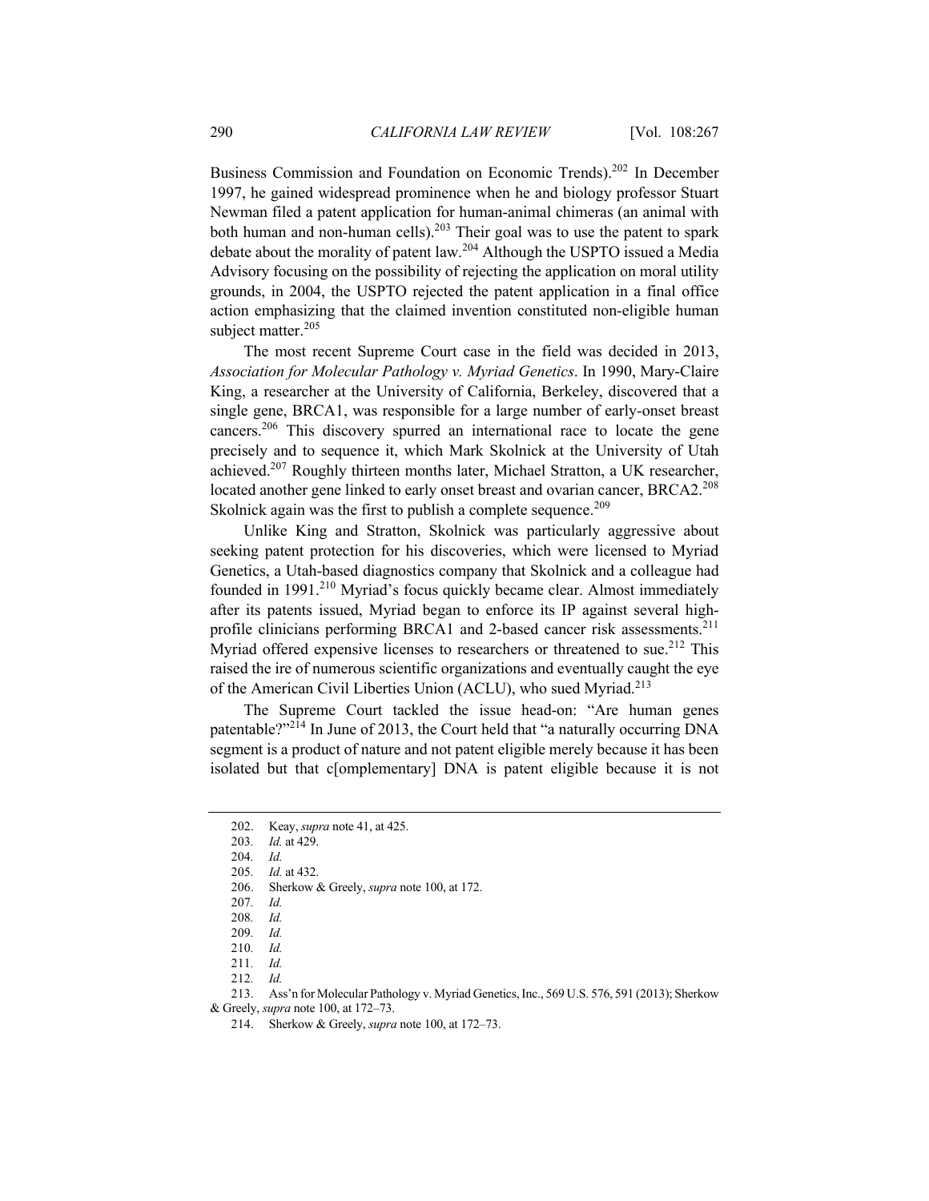Business Commission and Foundation on Economic Trends).[202] In December 1997, he gained widespread prominence when he and biology professor Stuart Newman filed a patent application for human-animal chimeras (an animal with both human and non-human cells).[203] Their goal was to use the patent to spark debate about the morality of patent law.[204] Although the USPTO issued a Media Advisory focusing on the possibility of rejecting the application on moral utility grounds, in 2004, the USPTO rejected the patent application in a final office action emphasizing that the claimed invention constituted non-eligible human subject matter.[205]

The most recent Supreme Court case in the field was decided in 2013, *Association for Molecular Pathology v. Myriad Genetics*. In 1990, Mary-Claire King, a researcher at the University of California, Berkeley, discovered that a single gene, BRCA1, was responsible for a large number of early-onset breast cancers.[206] This discovery spurred an international race to locate the gene precisely and to sequence it, which Mark Skolnick at the University of Utah achieved.[207] Roughly thirteen months later, Michael Stratton, a UK researcher, located another gene linked to early onset breast and ovarian cancer, BRCA2.[208] Skolnick again was the first to publish a complete sequence.[209]

Unlike King and Stratton, Skolnick was particularly aggressive about seeking patent protection for his discoveries, which were licensed to Myriad Genetics, a Utah-based diagnostics company that Skolnick and a colleague had founded in 1991.[210] Myriad's focus quickly became clear. Almost immediately after its patents issued, Myriad began to enforce its IP against several high-profile clinicians performing BRCA1 and 2-based cancer risk assessments.[211] Myriad offered expensive licenses to researchers or threatened to sue.[212] This raised the ire of numerous scientific organizations and eventually caught the eye of the American Civil Liberties Union (ACLU), who sued Myriad.[213]

The Supreme Court tackled the issue head-on: "Are human genes patentable?"[214] In June of 2013, the Court held that "a naturally occurring DNA segment is a product of nature and not patent eligible merely because it has been isolated but that c[omplementary] DNA is patent eligible because it is not

---

202. Keay, *supra* note 41, at 425.

203. *Id.* at 429.

204. *Id.*

205. *Id.* at 432.

206. Sherkow & Greely, *supra* note 100, at 172.

207. *Id.*

208. *Id.*

209. *Id.*

210. *Id.*

211. *Id.*

212. *Id.*

213. Ass'n for Molecular Pathology v. Myriad Genetics, Inc., 569 U.S. 576, 591 (2013); Sherkow & Greely, *supra* note 100, at 172–73.

214. Sherkow & Greely, *supra* note 100, at 172–73.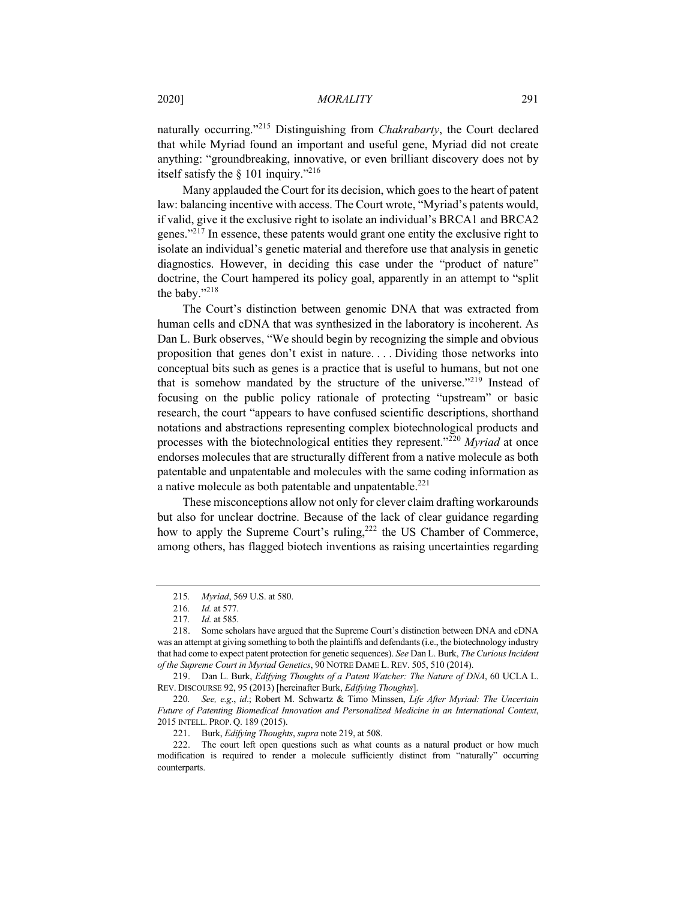naturally occurring."[215] Distinguishing from *Chakrabarty*, the Court declared that while Myriad found an important and useful gene, Myriad did not create anything: "groundbreaking, innovative, or even brilliant discovery does not by itself satisfy the § 101 inquiry."[216]

Many applauded the Court for its decision, which goes to the heart of patent law: balancing incentive with access. The Court wrote, "Myriad's patents would, if valid, give it the exclusive right to isolate an individual's BRCA1 and BRCA2 genes."[217] In essence, these patents would grant one entity the exclusive right to isolate an individual's genetic material and therefore use that analysis in genetic diagnostics. However, in deciding this case under the "product of nature" doctrine, the Court hampered its policy goal, apparently in an attempt to "split the baby."[218]

The Court's distinction between genomic DNA that was extracted from human cells and cDNA that was synthesized in the laboratory is incoherent. As Dan L. Burk observes, "We should begin by recognizing the simple and obvious proposition that genes don't exist in nature. . . . Dividing those networks into conceptual bits such as genes is a practice that is useful to humans, but not one that is somehow mandated by the structure of the universe."[219] Instead of focusing on the public policy rationale of protecting "upstream" or basic research, the court "appears to have confused scientific descriptions, shorthand notations and abstractions representing complex biotechnological products and processes with the biotechnological entities they represent."[220] *Myriad* at once endorses molecules that are structurally different from a native molecule as both patentable and unpatentable and molecules with the same coding information as a native molecule as both patentable and unpatentable.[221]

These misconceptions allow not only for clever claim drafting workarounds but also for unclear doctrine. Because of the lack of clear guidance regarding how to apply the Supreme Court's ruling,[222] the US Chamber of Commerce, among others, has flagged biotech inventions as raising uncertainties regarding

---

215. *Myriad*, 569 U.S. at 580.

216. *Id.* at 577.

217. *Id.* at 585.

218. Some scholars have argued that the Supreme Court's distinction between DNA and cDNA was an attempt at giving something to both the plaintiffs and defendants (i.e., the biotechnology industry that had come to expect patent protection for genetic sequences). *See* Dan L. Burk, *The Curious Incident of the Supreme Court in Myriad Genetics*, 90 NOTRE DAME L. REV. 505, 510 (2014).

219. Dan L. Burk, *Edifying Thoughts of a Patent Watcher: The Nature of DNA*, 60 UCLA L. REV. DISCOURSE 92, 95 (2013) [hereinafter Burk, *Edifying Thoughts*].

220. *See, e.g.*, *id.*; Robert M. Schwartz & Timo Minssen, *Life After Myriad: The Uncertain Future of Patenting Biomedical Innovation and Personalized Medicine in an International Context*, 2015 INTELL. PROP. Q. 189 (2015).

221. Burk, *Edifying Thoughts*, *supra* note 219, at 508.

222. The court left open questions such as what counts as a natural product or how much modification is required to render a molecule sufficiently distinct from "naturally" occurring counterparts.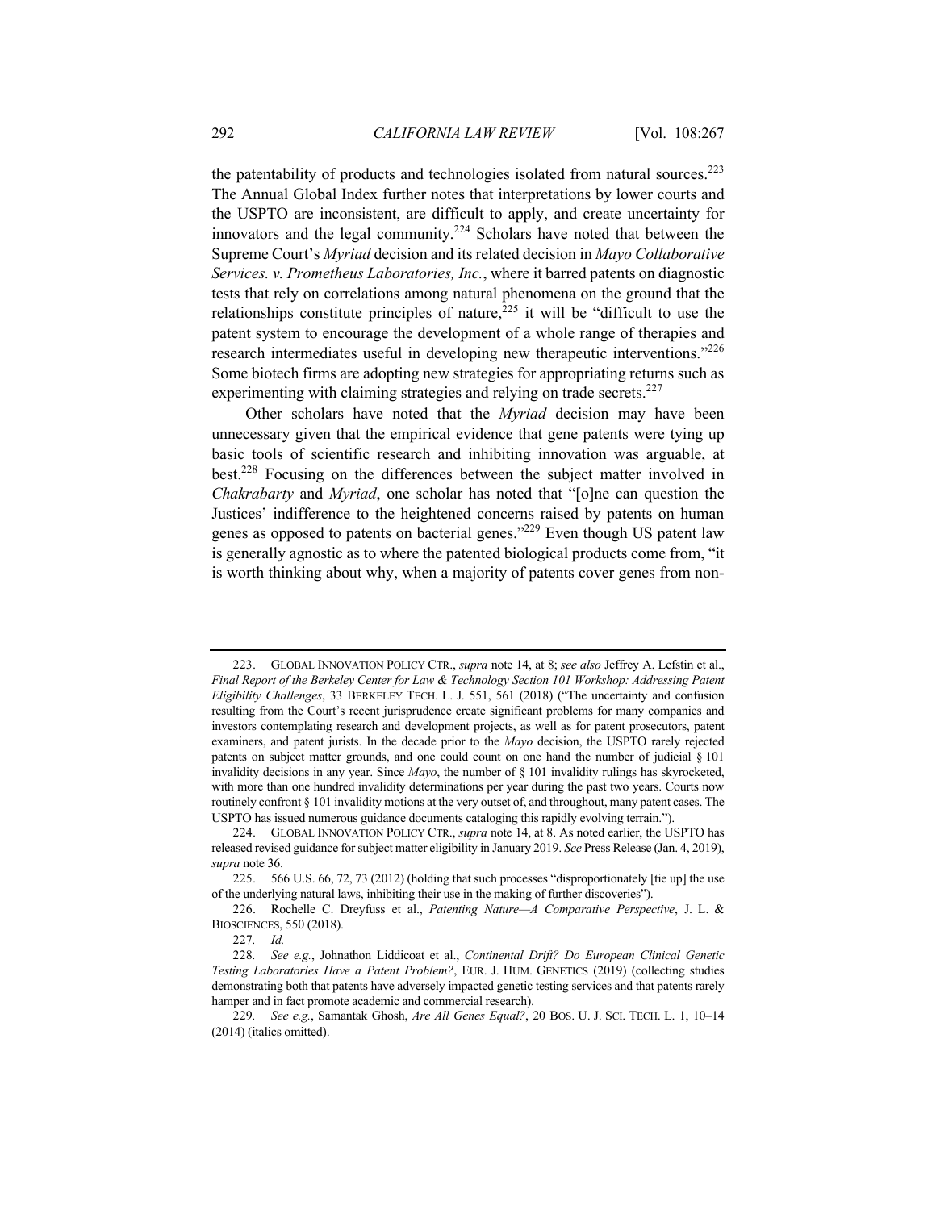the patentability of products and technologies isolated from natural sources.[223] The Annual Global Index further notes that interpretations by lower courts and the USPTO are inconsistent, are difficult to apply, and create uncertainty for innovators and the legal community.[224] Scholars have noted that between the Supreme Court's *Myriad* decision and its related decision in *Mayo Collaborative Services. v. Prometheus Laboratories, Inc.*, where it barred patents on diagnostic tests that rely on correlations among natural phenomena on the ground that the relationships constitute principles of nature,[225] it will be "difficult to use the patent system to encourage the development of a whole range of therapies and research intermediates useful in developing new therapeutic interventions."[226] Some biotech firms are adopting new strategies for appropriating returns such as experimenting with claiming strategies and relying on trade secrets.[227]

Other scholars have noted that the *Myriad* decision may have been unnecessary given that the empirical evidence that gene patents were tying up basic tools of scientific research and inhibiting innovation was arguable, at best.[228] Focusing on the differences between the subject matter involved in *Chakrabarty* and *Myriad*, one scholar has noted that "[o]ne can question the Justices' indifference to the heightened concerns raised by patents on human genes as opposed to patents on bacterial genes."[229] Even though US patent law is generally agnostic as to where the patented biological products come from, "it is worth thinking about why, when a majority of patents cover genes from non-

---

223. GLOBAL INNOVATION POLICY CTR., *supra* note 14, at 8; *see also* Jeffrey A. Lefstin et al., *Final Report of the Berkeley Center for Law & Technology Section 101 Workshop: Addressing Patent Eligibility Challenges*, 33 BERKELEY TECH. L. J. 551, 561 (2018) ("The uncertainty and confusion resulting from the Court's recent jurisprudence create significant problems for many companies and investors contemplating research and development projects, as well as for patent prosecutors, patent examiners, and patent jurists. In the decade prior to the *Mayo* decision, the USPTO rarely rejected patents on subject matter grounds, and one could count on one hand the number of judicial § 101 invalidity decisions in any year. Since *Mayo*, the number of § 101 invalidity rulings has skyrocketed, with more than one hundred invalidity determinations per year during the past two years. Courts now routinely confront § 101 invalidity motions at the very outset of, and throughout, many patent cases. The USPTO has issued numerous guidance documents cataloging this rapidly evolving terrain.").

224. GLOBAL INNOVATION POLICY CTR., *supra* note 14, at 8. As noted earlier, the USPTO has released revised guidance for subject matter eligibility in January 2019. *See* Press Release (Jan. 4, 2019), *supra* note 36.

225. 566 U.S. 66, 72, 73 (2012) (holding that such processes "disproportionately [tie up] the use of the underlying natural laws, inhibiting their use in the making of further discoveries").

226. Rochelle C. Dreyfuss et al., *Patenting Nature—A Comparative Perspective*, J. L. & BIOSCIENCES, 550 (2018).

227. *Id.*

228. *See e.g.*, Johnathon Liddicoat et al., *Continental Drift? Do European Clinical Genetic Testing Laboratories Have a Patent Problem?*, EUR. J. HUM. GENETICS (2019) (collecting studies demonstrating both that patents have adversely impacted genetic testing services and that patents rarely hamper and in fact promote academic and commercial research).

229. *See e.g.*, Samantak Ghosh, *Are All Genes Equal?*, 20 BOS. U. J. SCI. TECH. L. 1, 10–14 (2014) (italics omitted).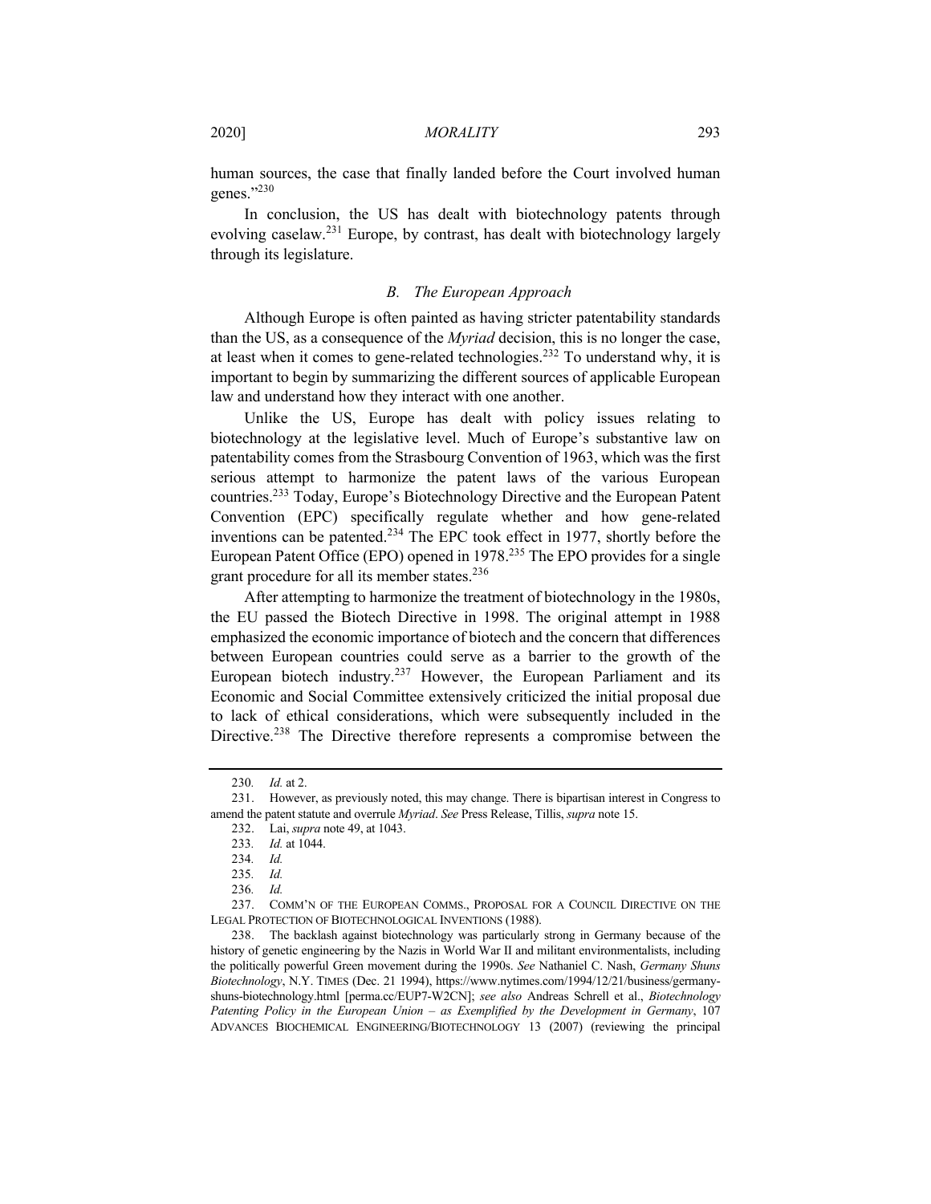human sources, the case that finally landed before the Court involved human genes."[230]

In conclusion, the US has dealt with biotechnology patents through evolving caselaw.[231] Europe, by contrast, has dealt with biotechnology largely through its legislature.

### *B. The European Approach*

Although Europe is often painted as having stricter patentability standards than the US, as a consequence of the *Myriad* decision, this is no longer the case, at least when it comes to gene-related technologies.[232] To understand why, it is important to begin by summarizing the different sources of applicable European law and understand how they interact with one another.

Unlike the US, Europe has dealt with policy issues relating to biotechnology at the legislative level. Much of Europe's substantive law on patentability comes from the Strasbourg Convention of 1963, which was the first serious attempt to harmonize the patent laws of the various European countries.[233] Today, Europe's Biotechnology Directive and the European Patent Convention (EPC) specifically regulate whether and how gene-related inventions can be patented.[234] The EPC took effect in 1977, shortly before the European Patent Office (EPO) opened in 1978.[235] The EPO provides for a single grant procedure for all its member states.[236]

After attempting to harmonize the treatment of biotechnology in the 1980s, the EU passed the Biotech Directive in 1998. The original attempt in 1988 emphasized the economic importance of biotech and the concern that differences between European countries could serve as a barrier to the growth of the European biotech industry.[237] However, the European Parliament and its Economic and Social Committee extensively criticized the initial proposal due to lack of ethical considerations, which were subsequently included in the Directive.[238] The Directive therefore represents a compromise between the

---

230. *Id.* at 2.

231. However, as previously noted, this may change. There is bipartisan interest in Congress to amend the patent statute and overrule *Myriad*. *See* Press Release, Tillis, *supra* note 15.

232. Lai, *supra* note 49, at 1043.

233. *Id.* at 1044.

234. *Id.*

235. *Id.*

236. *Id.*

237. COMM'N OF THE EUROPEAN COMMS., PROPOSAL FOR A COUNCIL DIRECTIVE ON THE LEGAL PROTECTION OF BIOTECHNOLOGICAL INVENTIONS (1988).

238. The backlash against biotechnology was particularly strong in Germany because of the history of genetic engineering by the Nazis in World War II and militant environmentalists, including the politically powerful Green movement during the 1990s. *See* Nathaniel C. Nash, *Germany Shuns Biotechnology*, N.Y. TIMES (Dec. 21 1994), https://www.nytimes.com/1994/12/21/business/germany-shuns-biotechnology.html [perma.cc/EUP7-W2CN]; *see also* Andreas Schrell et al., *Biotechnology Patenting Policy in the European Union – as Exemplified by the Development in Germany*, 107 ADVANCES BIOCHEMICAL ENGINEERING/BIOTECHNOLOGY 13 (2007) (reviewing the principal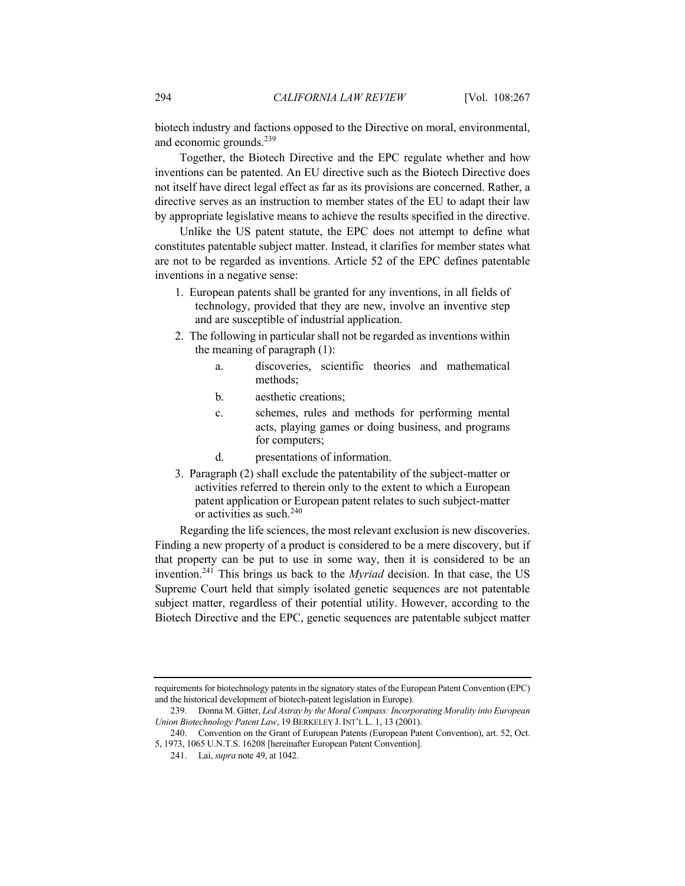biotech industry and factions opposed to the Directive on moral, environmental, and economic grounds.[239]

Together, the Biotech Directive and the EPC regulate whether and how inventions can be patented. An EU directive such as the Biotech Directive does not itself have direct legal effect as far as its provisions are concerned. Rather, a directive serves as an instruction to member states of the EU to adapt their law by appropriate legislative means to achieve the results specified in the directive.

Unlike the US patent statute, the EPC does not attempt to define what constitutes patentable subject matter. Instead, it clarifies for member states what are not to be regarded as inventions. Article 52 of the EPC defines patentable inventions in a negative sense:

> 1. European patents shall be granted for any inventions, in all fields of technology, provided that they are new, involve an inventive step and are susceptible of industrial application.
> 2. The following in particular shall not be regarded as inventions within the meaning of paragraph (1):
>     a. discoveries, scientific theories and mathematical methods;
>     b. aesthetic creations;
>     c. schemes, rules and methods for performing mental acts, playing games or doing business, and programs for computers;
>     d. presentations of information.
> 3. Paragraph (2) shall exclude the patentability of the subject-matter or activities referred to therein only to the extent to which a European patent application or European patent relates to such subject-matter or activities as such.[240]

Regarding the life sciences, the most relevant exclusion is new discoveries. Finding a new property of a product is considered to be a mere discovery, but if that property can be put to use in some way, then it is considered to be an invention.[241] This brings us back to the *Myriad* decision. In that case, the US Supreme Court held that simply isolated genetic sequences are not patentable subject matter, regardless of their potential utility. However, according to the Biotech Directive and the EPC, genetic sequences are patentable subject matter

---

requirements for biotechnology patents in the signatory states of the European Patent Convention (EPC) and the historical development of biotech-patent legislation in Europe).

239. Donna M. Gitter, *Led Astray by the Moral Compass: Incorporating Morality into European Union Biotechnology Patent Law*, 19 BERKELEY J. INT'L L. 1, 13 (2001).

240. Convention on the Grant of European Patents (European Patent Convention), art. 52, Oct. 5, 1973, 1065 U.N.T.S. 16208 [hereinafter European Patent Convention].

241. Lai, *supra* note 49, at 1042.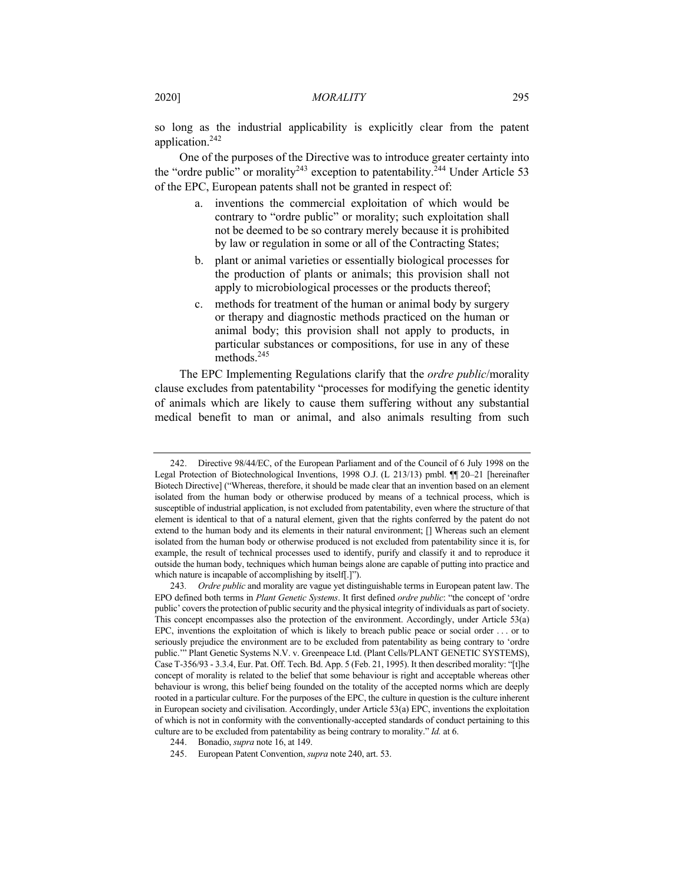so long as the industrial applicability is explicitly clear from the patent application.[242]

One of the purposes of the Directive was to introduce greater certainty into the "ordre public" or morality[243] exception to patentability.[244] Under Article 53 of the EPC, European patents shall not be granted in respect of:

a. inventions the commercial exploitation of which would be contrary to "ordre public" or morality; such exploitation shall not be deemed to be so contrary merely because it is prohibited by law or regulation in some or all of the Contracting States;

b. plant or animal varieties or essentially biological processes for the production of plants or animals; this provision shall not apply to microbiological processes or the products thereof;

c. methods for treatment of the human or animal body by surgery or therapy and diagnostic methods practiced on the human or animal body; this provision shall not apply to products, in particular substances or compositions, for use in any of these methods.[245]

The EPC Implementing Regulations clarify that the *ordre public*/morality clause excludes from patentability "processes for modifying the genetic identity of animals which are likely to cause them suffering without any substantial medical benefit to man or animal, and also animals resulting from such

---

242. Directive 98/44/EC, of the European Parliament and of the Council of 6 July 1998 on the Legal Protection of Biotechnological Inventions, 1998 O.J. (L 213/13) pmbl. ¶¶ 20–21 [hereinafter Biotech Directive] ("Whereas, therefore, it should be made clear that an invention based on an element isolated from the human body or otherwise produced by means of a technical process, which is susceptible of industrial application, is not excluded from patentability, even where the structure of that element is identical to that of a natural element, given that the rights conferred by the patent do not extend to the human body and its elements in their natural environment; [] Whereas such an element isolated from the human body or otherwise produced is not excluded from patentability since it is, for example, the result of technical processes used to identify, purify and classify it and to reproduce it outside the human body, techniques which human beings alone are capable of putting into practice and which nature is incapable of accomplishing by itself[.]").

243. *Ordre public* and morality are vague yet distinguishable terms in European patent law. The EPO defined both terms in *Plant Genetic Systems*. It first defined *ordre public*: "the concept of 'ordre public' covers the protection of public security and the physical integrity of individuals as part of society. This concept encompasses also the protection of the environment. Accordingly, under Article 53(a) EPC, inventions the exploitation of which is likely to breach public peace or social order . . . or to seriously prejudice the environment are to be excluded from patentability as being contrary to 'ordre public.'" Plant Genetic Systems N.V. v. Greenpeace Ltd. (Plant Cells/PLANT GENETIC SYSTEMS), Case T-356/93 - 3.3.4, Eur. Pat. Off. Tech. Bd. App. 5 (Feb. 21, 1995). It then described morality: "[t]he concept of morality is related to the belief that some behaviour is right and acceptable whereas other behaviour is wrong, this belief being founded on the totality of the accepted norms which are deeply rooted in a particular culture. For the purposes of the EPC, the culture in question is the culture inherent in European society and civilisation. Accordingly, under Article 53(a) EPC, inventions the exploitation of which is not in conformity with the conventionally-accepted standards of conduct pertaining to this culture are to be excluded from patentability as being contrary to morality." *Id.* at 6.

244. Bonadio, *supra* note 16, at 149.

245. European Patent Convention, *supra* note 240, art. 53.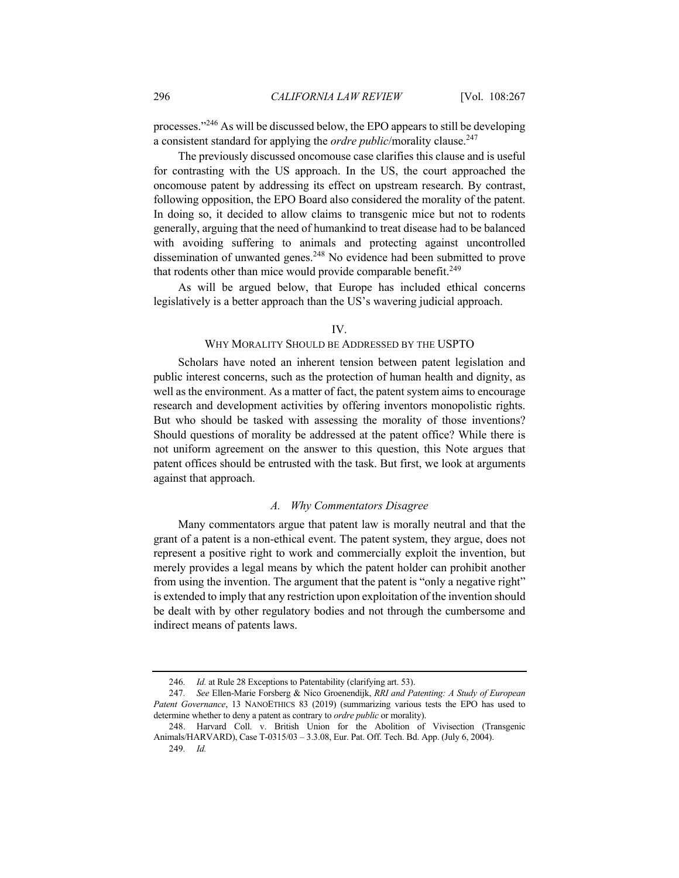processes."[246] As will be discussed below, the EPO appears to still be developing a consistent standard for applying the *ordre public*/morality clause.[247]

The previously discussed oncomouse case clarifies this clause and is useful for contrasting with the US approach. In the US, the court approached the oncomouse patent by addressing its effect on upstream research. By contrast, following opposition, the EPO Board also considered the morality of the patent. In doing so, it decided to allow claims to transgenic mice but not to rodents generally, arguing that the need of humankind to treat disease had to be balanced with avoiding suffering to animals and protecting against uncontrolled dissemination of unwanted genes.[248] No evidence had been submitted to prove that rodents other than mice would provide comparable benefit.[249]

As will be argued below, that Europe has included ethical concerns legislatively is a better approach than the US's wavering judicial approach.

## IV.
## WHY MORALITY SHOULD BE ADDRESSED BY THE USPTO

Scholars have noted an inherent tension between patent legislation and public interest concerns, such as the protection of human health and dignity, as well as the environment. As a matter of fact, the patent system aims to encourage research and development activities by offering inventors monopolistic rights. But who should be tasked with assessing the morality of those inventions? Should questions of morality be addressed at the patent office? While there is not uniform agreement on the answer to this question, this Note argues that patent offices should be entrusted with the task. But first, we look at arguments against that approach.

### *A. Why Commentators Disagree*

Many commentators argue that patent law is morally neutral and that the grant of a patent is a non-ethical event. The patent system, they argue, does not represent a positive right to work and commercially exploit the invention, but merely provides a legal means by which the patent holder can prohibit another from using the invention. The argument that the patent is "only a negative right" is extended to imply that any restriction upon exploitation of the invention should be dealt with by other regulatory bodies and not through the cumbersome and indirect means of patents laws.

---

246. *Id.* at Rule 28 Exceptions to Patentability (clarifying art. 53).

247. *See* Ellen-Marie Forsberg & Nico Groenendijk, *RRI and Patenting: A Study of European Patent Governance*, 13 NANOETHICS 83 (2019) (summarizing various tests the EPO has used to determine whether to deny a patent as contrary to *ordre public* or morality).

248. Harvard Coll. v. British Union for the Abolition of Vivisection (Transgenic Animals/HARVARD), Case T-0315/03 – 3.3.08, Eur. Pat. Off. Tech. Bd. App. (July 6, 2004).

249. *Id.*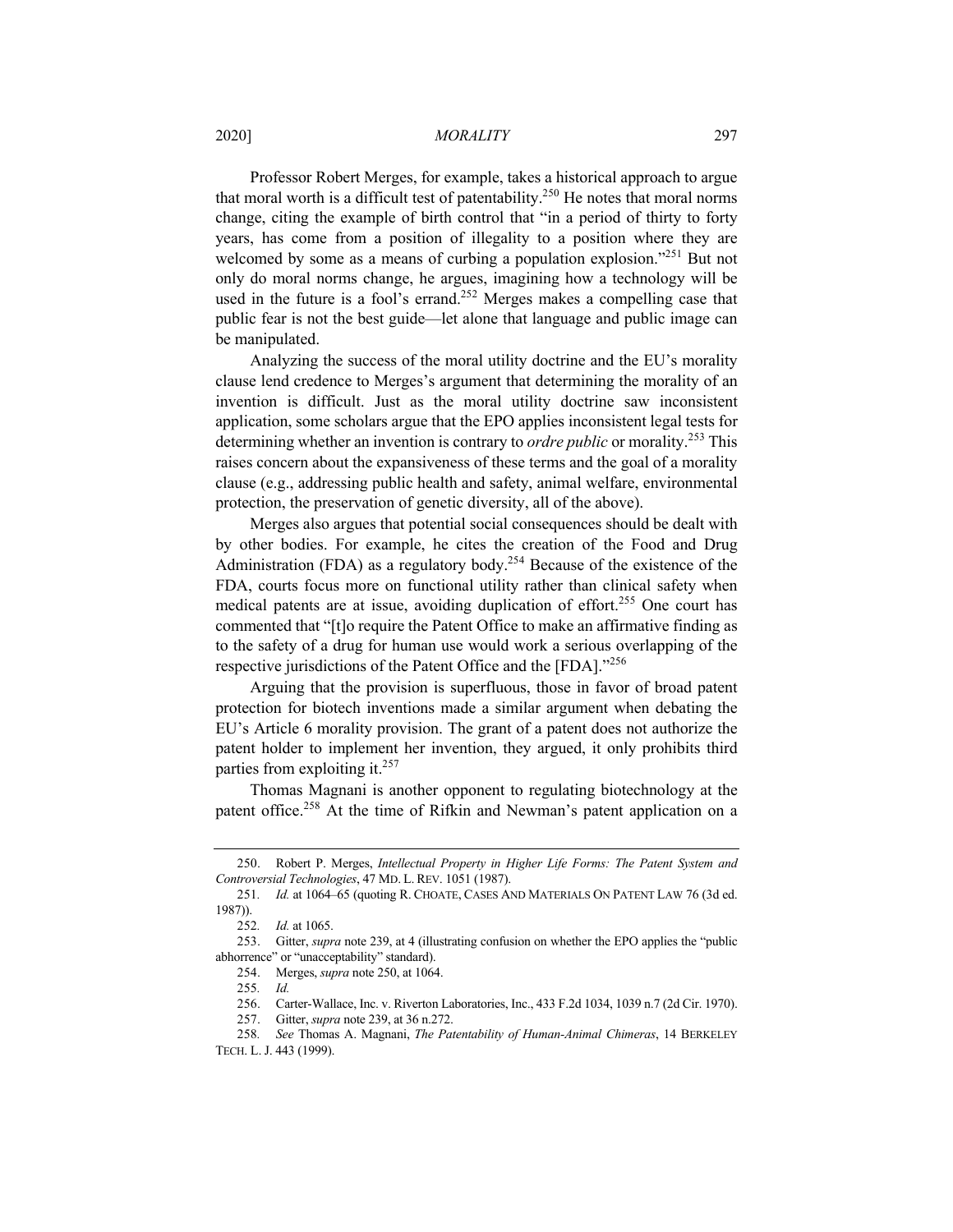Professor Robert Merges, for example, takes a historical approach to argue that moral worth is a difficult test of patentability.[250] He notes that moral norms change, citing the example of birth control that "in a period of thirty to forty years, has come from a position of illegality to a position where they are welcomed by some as a means of curbing a population explosion."[251] But not only do moral norms change, he argues, imagining how a technology will be used in the future is a fool's errand.[252] Merges makes a compelling case that public fear is not the best guide—let alone that language and public image can be manipulated.

Analyzing the success of the moral utility doctrine and the EU's morality clause lend credence to Merges's argument that determining the morality of an invention is difficult. Just as the moral utility doctrine saw inconsistent application, some scholars argue that the EPO applies inconsistent legal tests for determining whether an invention is contrary to *ordre public* or morality.[253] This raises concern about the expansiveness of these terms and the goal of a morality clause (e.g., addressing public health and safety, animal welfare, environmental protection, the preservation of genetic diversity, all of the above).

Merges also argues that potential social consequences should be dealt with by other bodies. For example, he cites the creation of the Food and Drug Administration (FDA) as a regulatory body.[254] Because of the existence of the FDA, courts focus more on functional utility rather than clinical safety when medical patents are at issue, avoiding duplication of effort.[255] One court has commented that "[t]o require the Patent Office to make an affirmative finding as to the safety of a drug for human use would work a serious overlapping of the respective jurisdictions of the Patent Office and the [FDA]."[256]

Arguing that the provision is superfluous, those in favor of broad patent protection for biotech inventions made a similar argument when debating the EU's Article 6 morality provision. The grant of a patent does not authorize the patent holder to implement her invention, they argued, it only prohibits third parties from exploiting it.[257]

Thomas Magnani is another opponent to regulating biotechnology at the patent office.[258] At the time of Rifkin and Newman's patent application on a

---

250. Robert P. Merges, *Intellectual Property in Higher Life Forms: The Patent System and Controversial Technologies*, 47 MD. L. REV. 1051 (1987).

251. *Id.* at 1064–65 (quoting R. CHOATE, CASES AND MATERIALS ON PATENT LAW 76 (3d ed. 1987)).

252. *Id.* at 1065.

253. Gitter, *supra* note 239, at 4 (illustrating confusion on whether the EPO applies the "public abhorrence" or "unacceptability" standard).

254. Merges, *supra* note 250, at 1064.

255. *Id.*

256. Carter-Wallace, Inc. v. Riverton Laboratories, Inc., 433 F.2d 1034, 1039 n.7 (2d Cir. 1970).

257. Gitter, *supra* note 239, at 36 n.272.

258. *See* Thomas A. Magnani, *The Patentability of Human-Animal Chimeras*, 14 BERKELEY TECH. L. J. 443 (1999).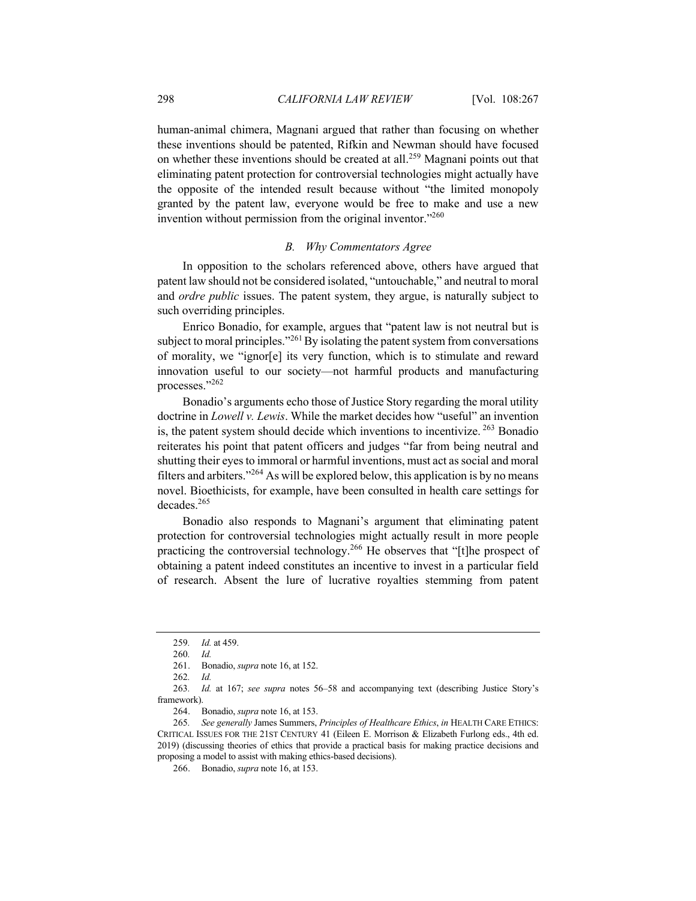human-animal chimera, Magnani argued that rather than focusing on whether these inventions should be patented, Rifkin and Newman should have focused on whether these inventions should be created at all.[259] Magnani points out that eliminating patent protection for controversial technologies might actually have the opposite of the intended result because without "the limited monopoly granted by the patent law, everyone would be free to make and use a new invention without permission from the original inventor."[260]

### *B. Why Commentators Agree*

In opposition to the scholars referenced above, others have argued that patent law should not be considered isolated, "untouchable," and neutral to moral and *ordre public* issues. The patent system, they argue, is naturally subject to such overriding principles.

Enrico Bonadio, for example, argues that "patent law is not neutral but is subject to moral principles."[261] By isolating the patent system from conversations of morality, we "ignor[e] its very function, which is to stimulate and reward innovation useful to our society—not harmful products and manufacturing processes."[262]

Bonadio's arguments echo those of Justice Story regarding the moral utility doctrine in *Lowell v. Lewis*. While the market decides how "useful" an invention is, the patent system should decide which inventions to incentivize.[263] Bonadio reiterates his point that patent officers and judges "far from being neutral and shutting their eyes to immoral or harmful inventions, must act as social and moral filters and arbiters."[264] As will be explored below, this application is by no means novel. Bioethicists, for example, have been consulted in health care settings for decades.[265]

Bonadio also responds to Magnani's argument that eliminating patent protection for controversial technologies might actually result in more people practicing the controversial technology.[266] He observes that "[t]he prospect of obtaining a patent indeed constitutes an incentive to invest in a particular field of research. Absent the lure of lucrative royalties stemming from patent

---

259. *Id.* at 459.

260. *Id.*

261. Bonadio, *supra* note 16, at 152.

262. *Id.*

263. *Id.* at 167; *see supra* notes 56–58 and accompanying text (describing Justice Story's framework).

264. Bonadio, *supra* note 16, at 153.

265. *See generally* James Summers, *Principles of Healthcare Ethics*, *in* HEALTH CARE ETHICS: CRITICAL ISSUES FOR THE 21ST CENTURY 41 (Eileen E. Morrison & Elizabeth Furlong eds., 4th ed. 2019) (discussing theories of ethics that provide a practical basis for making practice decisions and proposing a model to assist with making ethics-based decisions).

266. Bonadio, *supra* note 16, at 153.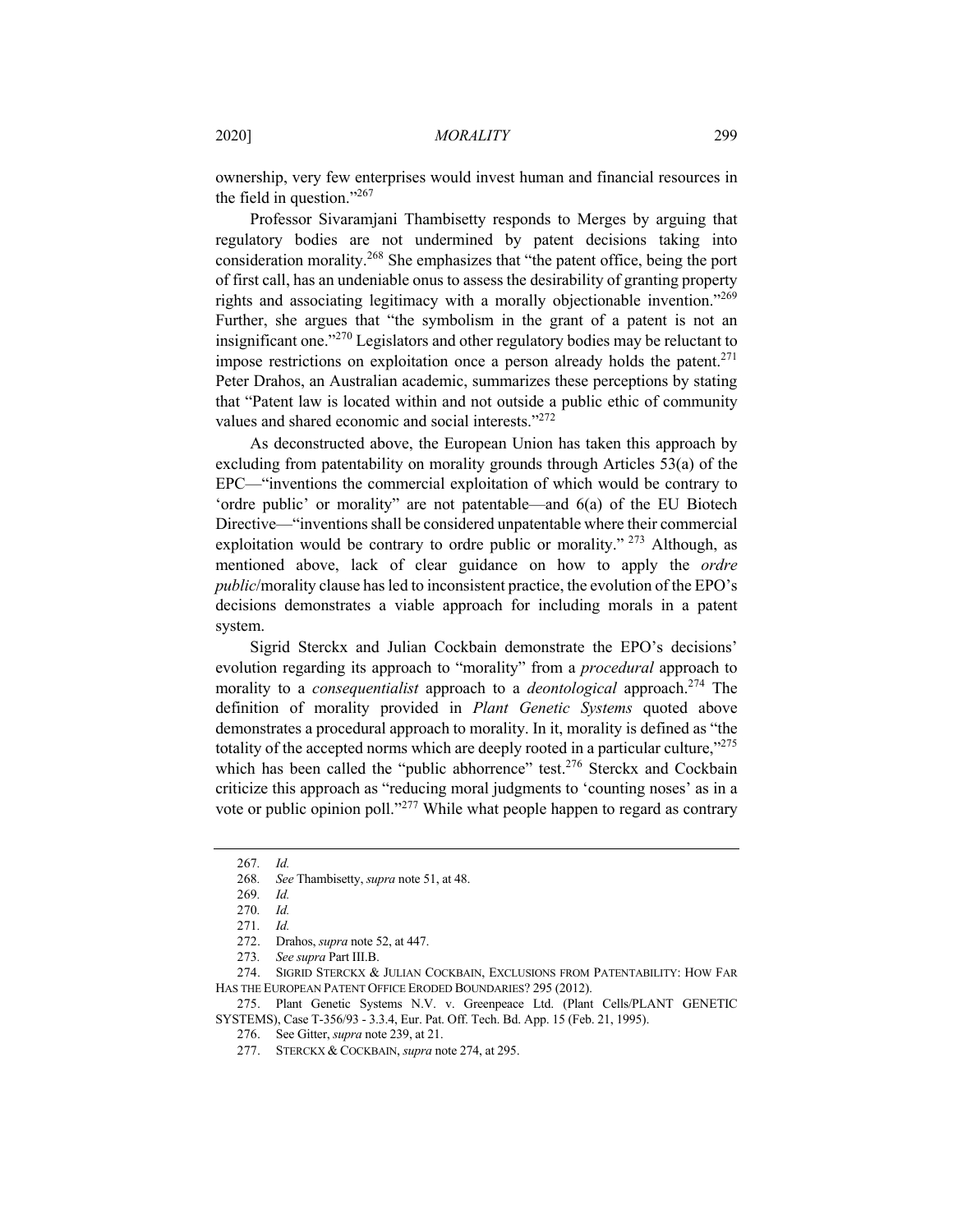ownership, very few enterprises would invest human and financial resources in the field in question."[267]

Professor Sivaramjani Thambisetty responds to Merges by arguing that regulatory bodies are not undermined by patent decisions taking into consideration morality.[268] She emphasizes that "the patent office, being the port of first call, has an undeniable onus to assess the desirability of granting property rights and associating legitimacy with a morally objectionable invention."[269] Further, she argues that "the symbolism in the grant of a patent is not an insignificant one."[270] Legislators and other regulatory bodies may be reluctant to impose restrictions on exploitation once a person already holds the patent.[271] Peter Drahos, an Australian academic, summarizes these perceptions by stating that "Patent law is located within and not outside a public ethic of community values and shared economic and social interests."[272]

As deconstructed above, the European Union has taken this approach by excluding from patentability on morality grounds through Articles 53(a) of the EPC—"inventions the commercial exploitation of which would be contrary to 'ordre public' or morality" are not patentable—and 6(a) of the EU Biotech Directive—"inventions shall be considered unpatentable where their commercial exploitation would be contrary to ordre public or morality." [273] Although, as mentioned above, lack of clear guidance on how to apply the *ordre public*/morality clause has led to inconsistent practice, the evolution of the EPO's decisions demonstrates a viable approach for including morals in a patent system.

Sigrid Sterckx and Julian Cockbain demonstrate the EPO's decisions' evolution regarding its approach to "morality" from a *procedural* approach to morality to a *consequentialist* approach to a *deontological* approach.[274] The definition of morality provided in *Plant Genetic Systems* quoted above demonstrates a procedural approach to morality. In it, morality is defined as "the totality of the accepted norms which are deeply rooted in a particular culture,"[275] which has been called the "public abhorrence" test.[276] Sterckx and Cockbain criticize this approach as "reducing moral judgments to 'counting noses' as in a vote or public opinion poll."[277] While what people happen to regard as contrary

---

267. *Id.*

268. *See* Thambisetty, *supra* note 51, at 48.

269. *Id.*

270. *Id.*

271. *Id.*

272. Drahos, *supra* note 52, at 447.

273. *See supra* Part III.B.

274. SIGRID STERCKX & JULIAN COCKBAIN, EXCLUSIONS FROM PATENTABILITY: HOW FAR HAS THE EUROPEAN PATENT OFFICE ERODED BOUNDARIES? 295 (2012).

275. Plant Genetic Systems N.V. v. Greenpeace Ltd. (Plant Cells/PLANT GENETIC SYSTEMS), Case T-356/93 - 3.3.4, Eur. Pat. Off. Tech. Bd. App. 15 (Feb. 21, 1995).

276. See Gitter, *supra* note 239, at 21.

277. STERCKX & COCKBAIN, *supra* note 274, at 295.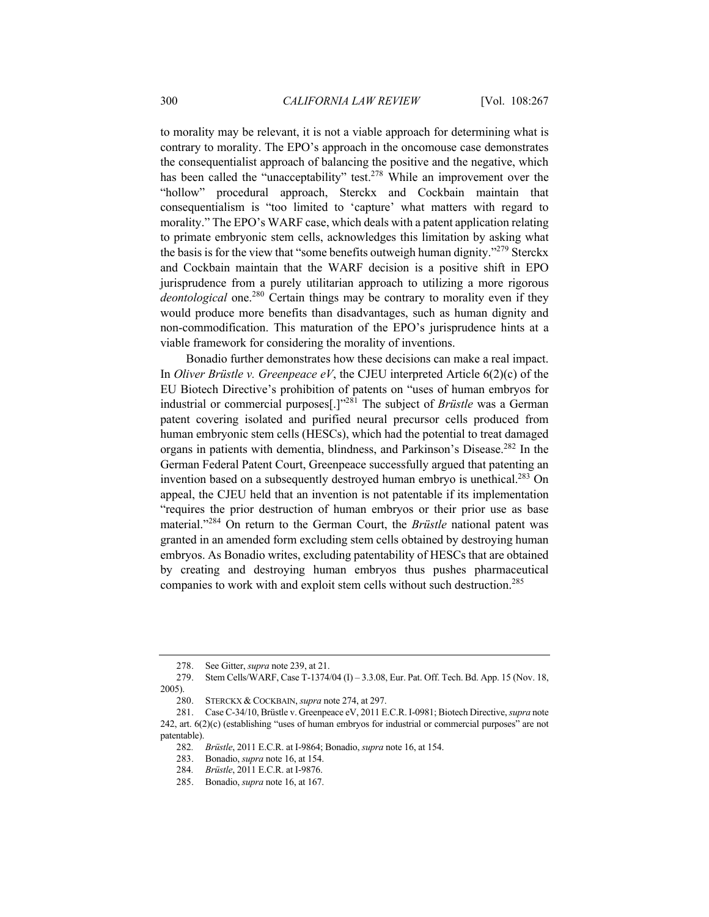to morality may be relevant, it is not a viable approach for determining what is contrary to morality. The EPO's approach in the oncomouse case demonstrates the consequentialist approach of balancing the positive and the negative, which has been called the "unacceptability" test.[278] While an improvement over the "hollow" procedural approach, Sterckx and Cockbain maintain that consequentialism is "too limited to 'capture' what matters with regard to morality." The EPO's WARF case, which deals with a patent application relating to primate embryonic stem cells, acknowledges this limitation by asking what the basis is for the view that "some benefits outweigh human dignity."[279] Sterckx and Cockbain maintain that the WARF decision is a positive shift in EPO jurisprudence from a purely utilitarian approach to utilizing a more rigorous *deontological* one.[280] Certain things may be contrary to morality even if they would produce more benefits than disadvantages, such as human dignity and non-commodification. This maturation of the EPO's jurisprudence hints at a viable framework for considering the morality of inventions.

Bonadio further demonstrates how these decisions can make a real impact. In *Oliver Brüstle v. Greenpeace eV*, the CJEU interpreted Article 6(2)(c) of the EU Biotech Directive's prohibition of patents on "uses of human embryos for industrial or commercial purposes[.]"[281] The subject of *Brüstle* was a German patent covering isolated and purified neural precursor cells produced from human embryonic stem cells (HESCs), which had the potential to treat damaged organs in patients with dementia, blindness, and Parkinson's Disease.[282] In the German Federal Patent Court, Greenpeace successfully argued that patenting an invention based on a subsequently destroyed human embryo is unethical.[283] On appeal, the CJEU held that an invention is not patentable if its implementation "requires the prior destruction of human embryos or their prior use as base material."[284] On return to the German Court, the *Brüstle* national patent was granted in an amended form excluding stem cells obtained by destroying human embryos. As Bonadio writes, excluding patentability of HESCs that are obtained by creating and destroying human embryos thus pushes pharmaceutical companies to work with and exploit stem cells without such destruction.[285]

---

278. See Gitter, *supra* note 239, at 21.

279. Stem Cells/WARF, Case T-1374/04 (I) – 3.3.08, Eur. Pat. Off. Tech. Bd. App. 15 (Nov. 18, 2005).

280. STERCKX & COCKBAIN, *supra* note 274, at 297.

281. Case C-34/10, Brüstle v. Greenpeace eV, 2011 E.C.R. I-0981; Biotech Directive, *supra* note 242, art. 6(2)(c) (establishing "uses of human embryos for industrial or commercial purposes" are not patentable).

282. *Brüstle*, 2011 E.C.R. at I-9864; Bonadio, *supra* note 16, at 154.

283. Bonadio, *supra* note 16, at 154.

284. *Brüstle*, 2011 E.C.R. at I-9876.

285. Bonadio, *supra* note 16, at 167.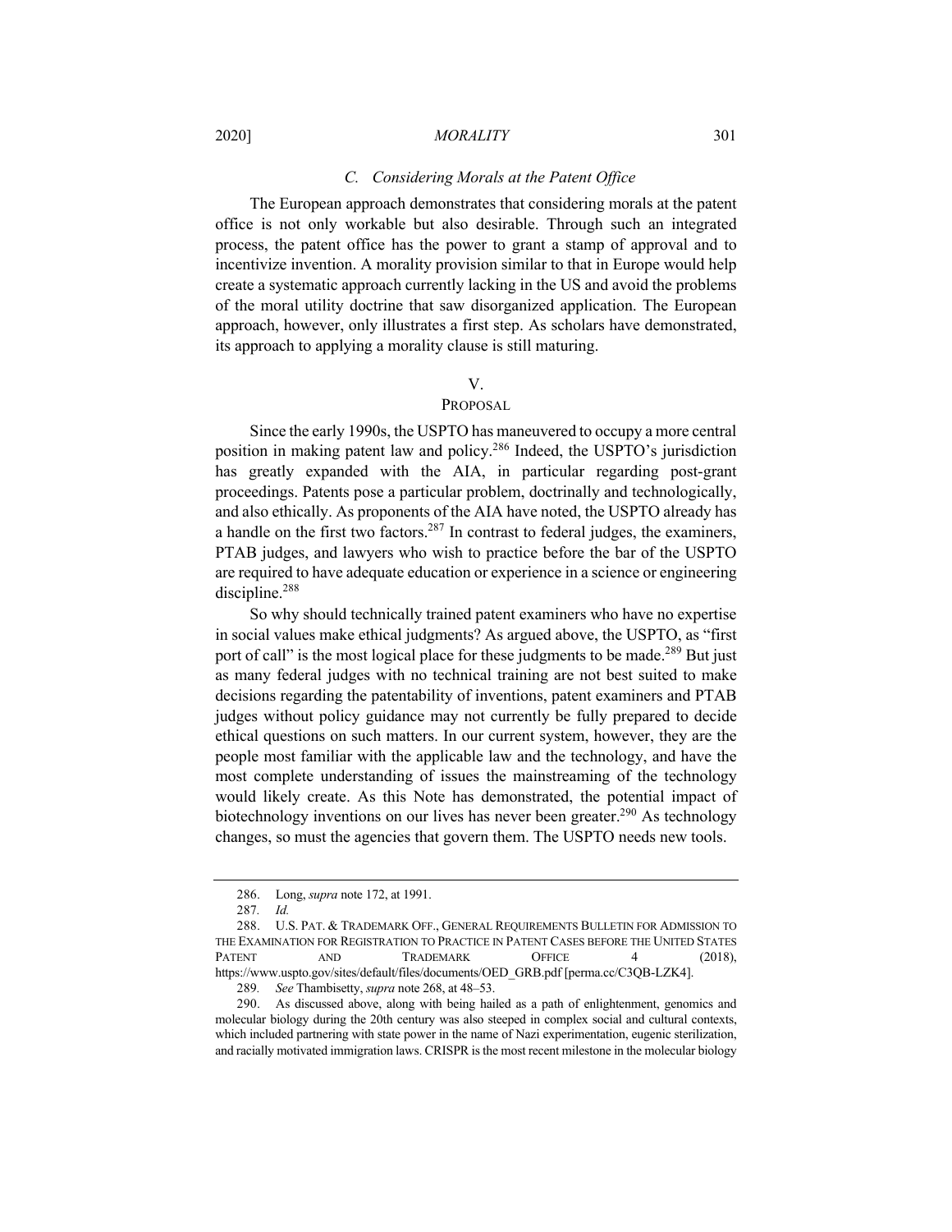### *C. Considering Morals at the Patent Office*

The European approach demonstrates that considering morals at the patent office is not only workable but also desirable. Through such an integrated process, the patent office has the power to grant a stamp of approval and to incentivize invention. A morality provision similar to that in Europe would help create a systematic approach currently lacking in the US and avoid the problems of the moral utility doctrine that saw disorganized application. The European approach, however, only illustrates a first step. As scholars have demonstrated, its approach to applying a morality clause is still maturing.

## V.
## PROPOSAL

Since the early 1990s, the USPTO has maneuvered to occupy a more central position in making patent law and policy.[286] Indeed, the USPTO's jurisdiction has greatly expanded with the AIA, in particular regarding post-grant proceedings. Patents pose a particular problem, doctrinally and technologically, and also ethically. As proponents of the AIA have noted, the USPTO already has a handle on the first two factors.[287] In contrast to federal judges, the examiners, PTAB judges, and lawyers who wish to practice before the bar of the USPTO are required to have adequate education or experience in a science or engineering discipline.[288]

So why should technically trained patent examiners who have no expertise in social values make ethical judgments? As argued above, the USPTO, as "first port of call" is the most logical place for these judgments to be made.[289] But just as many federal judges with no technical training are not best suited to make decisions regarding the patentability of inventions, patent examiners and PTAB judges without policy guidance may not currently be fully prepared to decide ethical questions on such matters. In our current system, however, they are the people most familiar with the applicable law and the technology, and have the most complete understanding of issues the mainstreaming of the technology would likely create. As this Note has demonstrated, the potential impact of biotechnology inventions on our lives has never been greater.[290] As technology changes, so must the agencies that govern them. The USPTO needs new tools.

---

286. Long, *supra* note 172, at 1991.

287. *Id.*

288. U.S. PAT. & TRADEMARK OFF., GENERAL REQUIREMENTS BULLETIN FOR ADMISSION TO THE EXAMINATION FOR REGISTRATION TO PRACTICE IN PATENT CASES BEFORE THE UNITED STATES PATENT AND TRADEMARK OFFICE 4 (2018), https://www.uspto.gov/sites/default/files/documents/OED_GRB.pdf [perma.cc/C3QB-LZK4].

289. *See* Thambisetty, *supra* note 268, at 48–53.

290. As discussed above, along with being hailed as a path of enlightenment, genomics and molecular biology during the 20th century was also steeped in complex social and cultural contexts, which included partnering with state power in the name of Nazi experimentation, eugenic sterilization, and racially motivated immigration laws. CRISPR is the most recent milestone in the molecular biology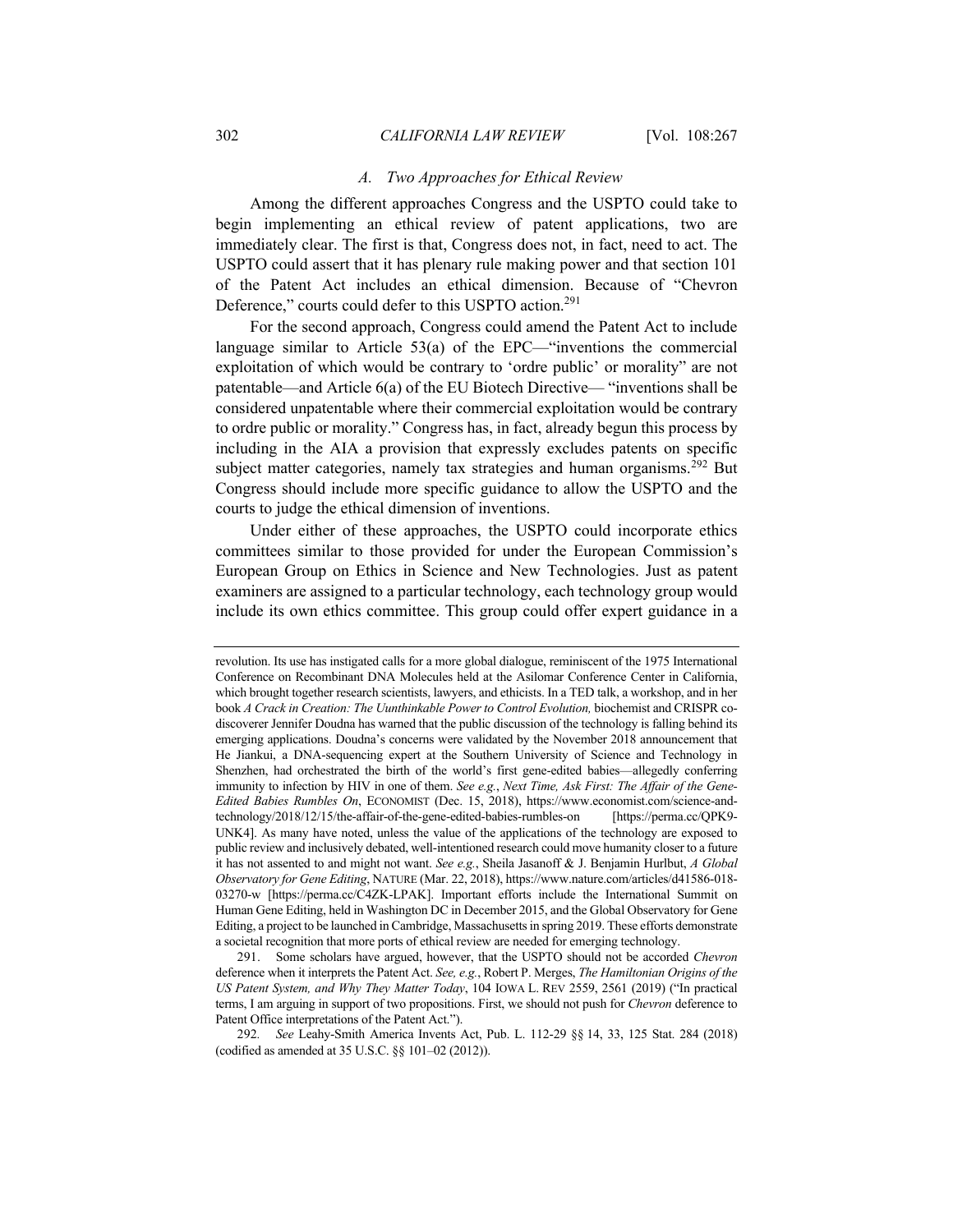### *A. Two Approaches for Ethical Review*

Among the different approaches Congress and the USPTO could take to begin implementing an ethical review of patent applications, two are immediately clear. The first is that, Congress does not, in fact, need to act. The USPTO could assert that it has plenary rule making power and that section 101 of the Patent Act includes an ethical dimension. Because of "Chevron Deference," courts could defer to this USPTO action.[291]

For the second approach, Congress could amend the Patent Act to include language similar to Article 53(a) of the EPC—"inventions the commercial exploitation of which would be contrary to 'ordre public' or morality" are not patentable—and Article 6(a) of the EU Biotech Directive— "inventions shall be considered unpatentable where their commercial exploitation would be contrary to ordre public or morality." Congress has, in fact, already begun this process by including in the AIA a provision that expressly excludes patents on specific subject matter categories, namely tax strategies and human organisms.[292] But Congress should include more specific guidance to allow the USPTO and the courts to judge the ethical dimension of inventions.

Under either of these approaches, the USPTO could incorporate ethics committees similar to those provided for under the European Commission's European Group on Ethics in Science and New Technologies. Just as patent examiners are assigned to a particular technology, each technology group would include its own ethics committee. This group could offer expert guidance in a

---

revolution. Its use has instigated calls for a more global dialogue, reminiscent of the 1975 International Conference on Recombinant DNA Molecules held at the Asilomar Conference Center in California, which brought together research scientists, lawyers, and ethicists. In a TED talk, a workshop, and in her book *A Crack in Creation: The Uunthinkable Power to Control Evolution,* biochemist and CRISPR co-discoverer Jennifer Doudna has warned that the public discussion of the technology is falling behind its emerging applications. Doudna's concerns were validated by the November 2018 announcement that He Jiankui, a DNA-sequencing expert at the Southern University of Science and Technology in Shenzhen, had orchestrated the birth of the world's first gene-edited babies—allegedly conferring immunity to infection by HIV in one of them. *See e.g.*, *Next Time, Ask First: The Affair of the Gene-Edited Babies Rumbles On*, ECONOMIST (Dec. 15, 2018), https://www.economist.com/science-and-technology/2018/12/15/the-affair-of-the-gene-edited-babies-rumbles-on [https://perma.cc/QPK9-UNK4]. As many have noted, unless the value of the applications of the technology are exposed to public review and inclusively debated, well-intentioned research could move humanity closer to a future it has not assented to and might not want. *See e.g.*, Sheila Jasanoff & J. Benjamin Hurlbut, *A Global Observatory for Gene Editing*, NATURE (Mar. 22, 2018), https://www.nature.com/articles/d41586-018-03270-w [https://perma.cc/C4ZK-LPAK]. Important efforts include the International Summit on Human Gene Editing, held in Washington DC in December 2015, and the Global Observatory for Gene Editing, a project to be launched in Cambridge, Massachusetts in spring 2019. These efforts demonstrate a societal recognition that more ports of ethical review are needed for emerging technology.

291. Some scholars have argued, however, that the USPTO should not be accorded *Chevron* deference when it interprets the Patent Act. *See, e.g.*, Robert P. Merges, *The Hamiltonian Origins of the US Patent System, and Why They Matter Today*, 104 IOWA L. REV 2559, 2561 (2019) ("In practical terms, I am arguing in support of two propositions. First, we should not push for *Chevron* deference to Patent Office interpretations of the Patent Act.").

292. *See* Leahy-Smith America Invents Act, Pub. L. 112-29 §§ 14, 33, 125 Stat. 284 (2018) (codified as amended at 35 U.S.C. §§ 101–02 (2012)).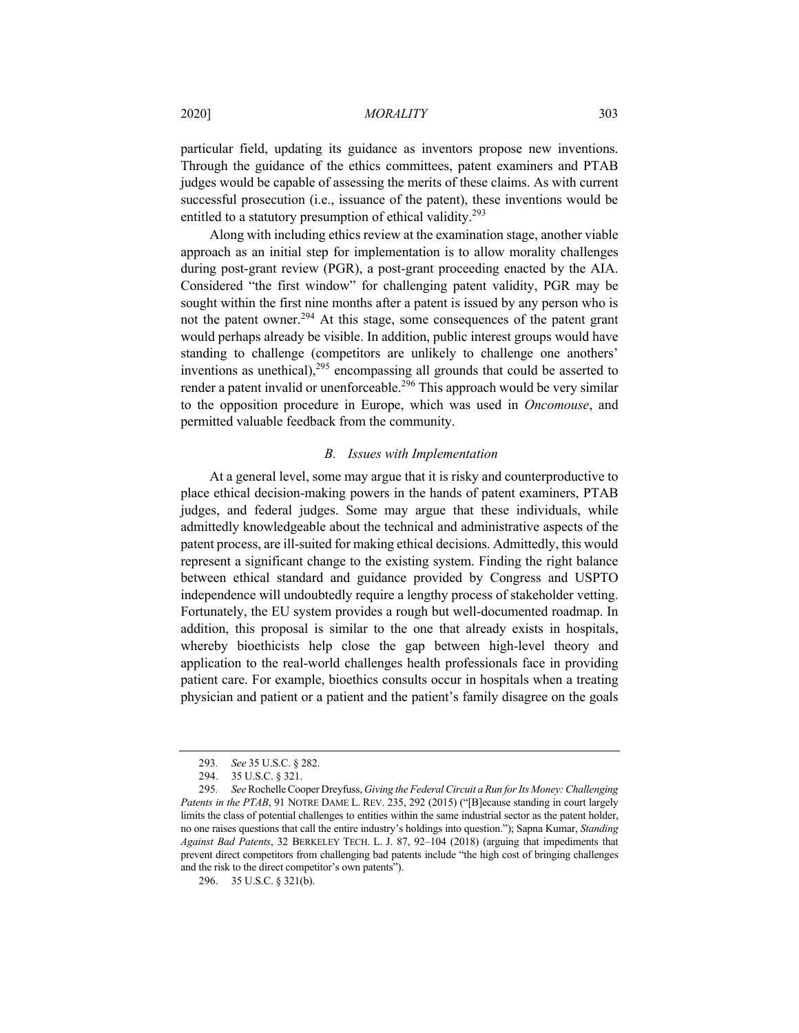particular field, updating its guidance as inventors propose new inventions. Through the guidance of the ethics committees, patent examiners and PTAB judges would be capable of assessing the merits of these claims. As with current successful prosecution (i.e., issuance of the patent), these inventions would be entitled to a statutory presumption of ethical validity.[293]

Along with including ethics review at the examination stage, another viable approach as an initial step for implementation is to allow morality challenges during post-grant review (PGR), a post-grant proceeding enacted by the AIA. Considered "the first window" for challenging patent validity, PGR may be sought within the first nine months after a patent is issued by any person who is not the patent owner.[294] At this stage, some consequences of the patent grant would perhaps already be visible. In addition, public interest groups would have standing to challenge (competitors are unlikely to challenge one anothers' inventions as unethical),[295] encompassing all grounds that could be asserted to render a patent invalid or unenforceable.[296] This approach would be very similar to the opposition procedure in Europe, which was used in *Oncomouse*, and permitted valuable feedback from the community.

### *B. Issues with Implementation*

At a general level, some may argue that it is risky and counterproductive to place ethical decision-making powers in the hands of patent examiners, PTAB judges, and federal judges. Some may argue that these individuals, while admittedly knowledgeable about the technical and administrative aspects of the patent process, are ill-suited for making ethical decisions. Admittedly, this would represent a significant change to the existing system. Finding the right balance between ethical standard and guidance provided by Congress and USPTO independence will undoubtedly require a lengthy process of stakeholder vetting. Fortunately, the EU system provides a rough but well-documented roadmap. In addition, this proposal is similar to the one that already exists in hospitals, whereby bioethicists help close the gap between high-level theory and application to the real-world challenges health professionals face in providing patient care. For example, bioethics consults occur in hospitals when a treating physician and patient or a patient and the patient's family disagree on the goals

---

293. *See* 35 U.S.C. § 282.

294. 35 U.S.C. § 321.

295. *See* Rochelle Cooper Dreyfuss, *Giving the Federal Circuit a Run for Its Money: Challenging Patents in the PTAB*, 91 NOTRE DAME L. REV. 235, 292 (2015) ("[B]ecause standing in court largely limits the class of potential challenges to entities within the same industrial sector as the patent holder, no one raises questions that call the entire industry's holdings into question."); Sapna Kumar, *Standing Against Bad Patents*, 32 BERKELEY TECH. L. J. 87, 92–104 (2018) (arguing that impediments that prevent direct competitors from challenging bad patents include "the high cost of bringing challenges and the risk to the direct competitor's own patents").

296. 35 U.S.C. § 321(b).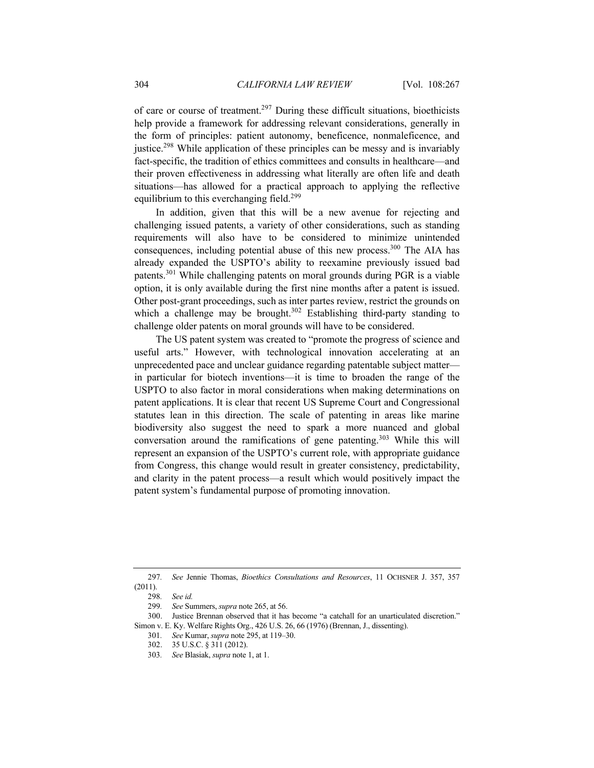of care or course of treatment.[297] During these difficult situations, bioethicists help provide a framework for addressing relevant considerations, generally in the form of principles: patient autonomy, beneficence, nonmaleficence, and justice.[298] While application of these principles can be messy and is invariably fact-specific, the tradition of ethics committees and consults in healthcare—and their proven effectiveness in addressing what literally are often life and death situations—has allowed for a practical approach to applying the reflective equilibrium to this everchanging field.[299]

In addition, given that this will be a new avenue for rejecting and challenging issued patents, a variety of other considerations, such as standing requirements will also have to be considered to minimize unintended consequences, including potential abuse of this new process.[300] The AIA has already expanded the USPTO's ability to reexamine previously issued bad patents.[301] While challenging patents on moral grounds during PGR is a viable option, it is only available during the first nine months after a patent is issued. Other post-grant proceedings, such as inter partes review, restrict the grounds on which a challenge may be brought.[302] Establishing third-party standing to challenge older patents on moral grounds will have to be considered.

The US patent system was created to "promote the progress of science and useful arts." However, with technological innovation accelerating at an unprecedented pace and unclear guidance regarding patentable subject matter—in particular for biotech inventions—it is time to broaden the range of the USPTO to also factor in moral considerations when making determinations on patent applications. It is clear that recent US Supreme Court and Congressional statutes lean in this direction. The scale of patenting in areas like marine biodiversity also suggest the need to spark a more nuanced and global conversation around the ramifications of gene patenting.[303] While this will represent an expansion of the USPTO's current role, with appropriate guidance from Congress, this change would result in greater consistency, predictability, and clarity in the patent process—a result which would positively impact the patent system's fundamental purpose of promoting innovation.

---

297. *See* Jennie Thomas, *Bioethics Consultations and Resources*, 11 OCHSNER J. 357, 357 (2011).

298. *See id.*

299. *See* Summers, *supra* note 265, at 56.

300. Justice Brennan observed that it has become "a catchall for an unarticulated discretion." Simon v. E. Ky. Welfare Rights Org., 426 U.S. 26, 66 (1976) (Brennan, J., dissenting).

301. *See* Kumar, *supra* note 295, at 119–30.

302. 35 U.S.C. § 311 (2012).

303. *See* Blasiak, *supra* note 1, at 1.